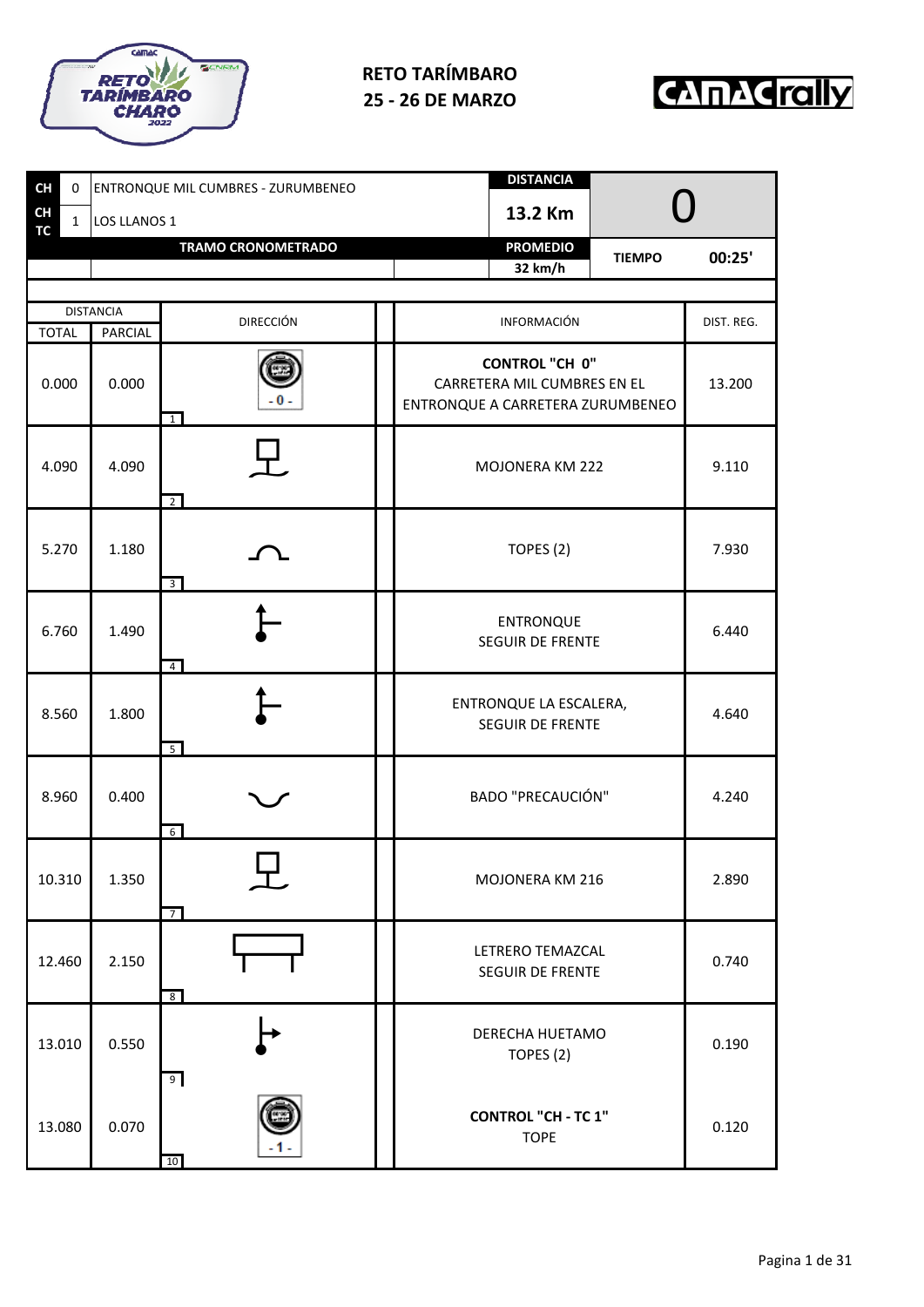# RETO TARÍMBARO
## 25 - 26 DE MARZO

| CH | 0 | ENTRONQUE MIL CUMBRES - ZURUMBENEO | DISTANCIA | 0 |
|---|---|---|---|---|
| CH TC | 1 | LOS LLANOS 1 | 13.2 Km | |
| | | TRAMO CRONOMETRADO | PROMEDIO | TIEMPO 00:25' |
| | | | 32 km/h | |

| DISTANCIA TOTAL | DISTANCIA PARCIAL | DIRECCIÓN | INFORMACIÓN | DIST. REG. |
|---|---|---|---|---|
| 0.000 | 0.000 | 1 (- 0 -) | **CONTROL "CH 0"** CARRETERA MIL CUMBRES EN EL ENTRONQUE A CARRETERA ZURUMBENEO | 13.200 |
| 4.090 | 4.090 | 2 | MOJONERA KM 222 | 9.110 |
| 5.270 | 1.180 | 3 | TOPES (2) | 7.930 |
| 6.760 | 1.490 | 4 | ENTRONQUE SEGUIR DE FRENTE | 6.440 |
| 8.560 | 1.800 | 5 | ENTRONQUE LA ESCALERA, SEGUIR DE FRENTE | 4.640 |
| 8.960 | 0.400 | 6 | BADO "PRECAUCIÓN" | 4.240 |
| 10.310 | 1.350 | 7 | MOJONERA KM 216 | 2.890 |
| 12.460 | 2.150 | 8 | LETRERO TEMAZCAL SEGUIR DE FRENTE | 0.740 |
| 13.010 | 0.550 | 9 | DERECHA HUETAMO TOPES (2) | 0.190 |
| 13.080 | 0.070 | 10 (- 1 -) | **CONTROL "CH - TC 1"** TOPE | 0.120 |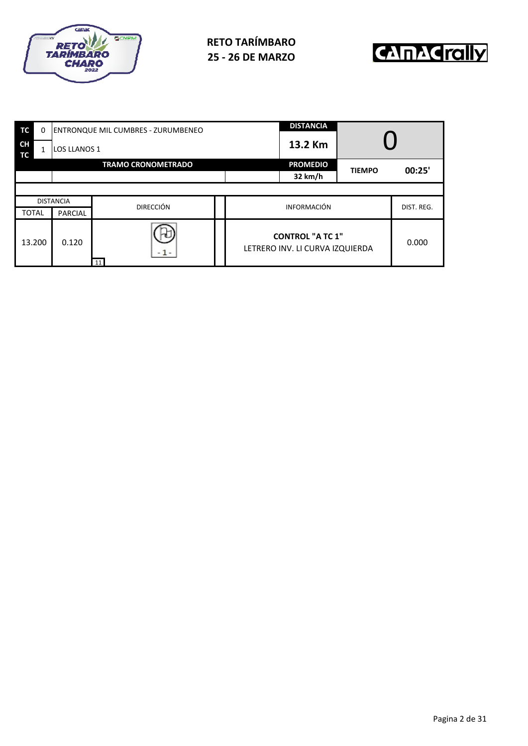**RETO TARÍMBARO**
**25 - 26 DE MARZO**

| | | | | | |
|---|---|---|---|---|---|
| **TC** | 0 | ENTRONQUE MIL CUMBRES - ZURUMBENEO | **DISTANCIA** | 0 | |
| **CH TC** | 1 | LOS LLANOS 1 | **13.2 Km** | | |
| | | **TRAMO CRONOMETRADO** | **PROMEDIO** | **TIEMPO** | **00:25'** |
| | | | **32 km/h** | | |

| DISTANCIA | | DIRECCIÓN | INFORMACIÓN | DIST. REG. |
|---|---|---|---|---|
| TOTAL | PARCIAL | | | |
| 13.200 | 0.120 | - 1 - 11 | **CONTROL "A TC 1"** LETRERO INV. LI CURVA IZQUIERDA | 0.000 |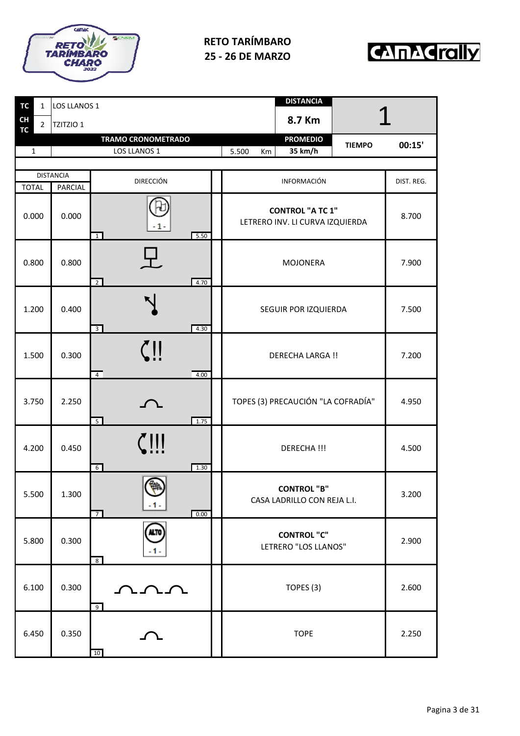**RETO TARÍMBARO**
**25 - 26 DE MARZO**

| TC | 1 | LOS LLANOS 1 | | DISTANCIA | | 1 |
|---|---|---|---|---|---|---|
| CH TC | 2 | TZITZIO 1 | | 8.7 Km | | |
| | | **TRAMO CRONOMETRADO** | | **PROMEDIO** | **TIEMPO** | **00:15'** |
| 1 | | LOS LLANOS 1 | 5.500 Km | **35 km/h** | | |

| DISTANCIA TOTAL | DISTANCIA PARCIAL | DIRECCIÓN | INFORMACIÓN | DIST. REG. |
|---|---|---|---|---|
| 0.000 | 0.000 | 1 — 5.50 | **CONTROL "A TC 1"** LETRERO INV. LI CURVA IZQUIERDA | 8.700 |
| 0.800 | 0.800 | 2 — 4.70 | MOJONERA | 7.900 |
| 1.200 | 0.400 | 3 — 4.30 | SEGUIR POR IZQUIERDA | 7.500 |
| 1.500 | 0.300 | 4 — 4.00 | DERECHA LARGA !! | 7.200 |
| 3.750 | 2.250 | 5 — 1.75 | TOPES (3) PRECAUCIÓN "LA COFRADÍA" | 4.950 |
| 4.200 | 0.450 | 6 — 1.30 | DERECHA !!! | 4.500 |
| 5.500 | 1.300 | 7 — 0.00 | **CONTROL "B"** CASA LADRILLO CON REJA L.I. | 3.200 |
| 5.800 | 0.300 | 8 | **CONTROL "C"** LETRERO "LOS LLANOS" | 2.900 |
| 6.100 | 0.300 | 9 | TOPES (3) | 2.600 |
| 6.450 | 0.350 | 10 | TOPE | 2.250 |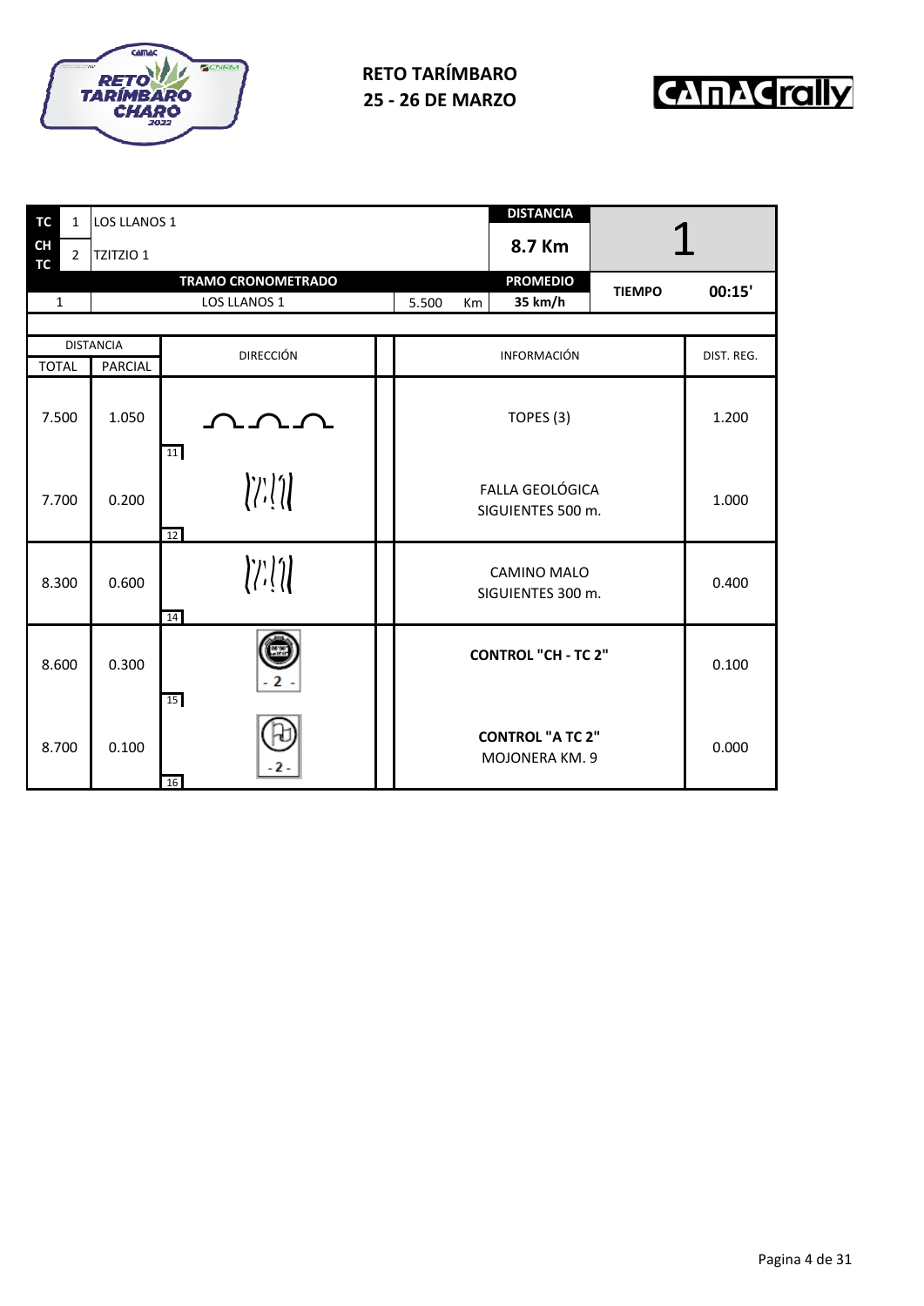**RETO TARÍMBARO**
**25 - 26 DE MARZO**

| TC | 1 | LOS LLANOS 1 | DISTANCIA | 1 |
|---|---|---|---|---|
| CH TC | 2 | TZITZIO 1 | 8.7 Km | |

| | TRAMO CRONOMETRADO | | PROMEDIO | TIEMPO | 00:15' |
|---|---|---|---|---|---|
| 1 | LOS LLANOS 1 | 5.500 Km | 35 km/h | | |

| DISTANCIA TOTAL | DISTANCIA PARCIAL | DIRECCIÓN | INFORMACIÓN | DIST. REG. |
|---|---|---|---|---|
| 7.500 | 1.050 | 11 | TOPES (3) | 1.200 |
| 7.700 | 0.200 | 12 | FALLA GEOLÓGICA SIGUIENTES 500 m. | 1.000 |
| 8.300 | 0.600 | 14 | CAMINO MALO SIGUIENTES 300 m. | 0.400 |
| 8.600 | 0.300 | 15 - 2 - | **CONTROL "CH - TC 2"** | 0.100 |
| 8.700 | 0.100 | 16 - 2 - | **CONTROL "A TC 2"** MOJONERA KM. 9 | 0.000 |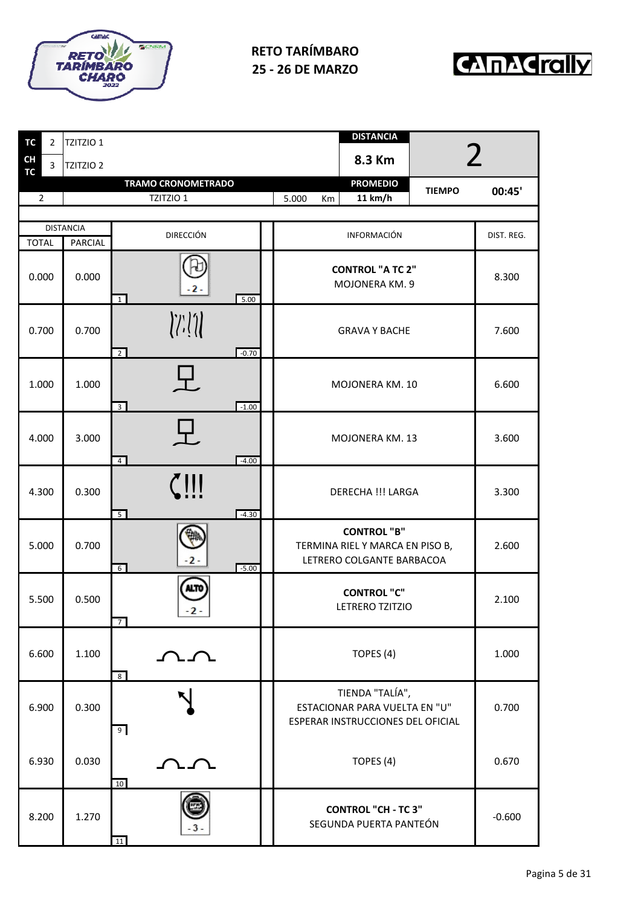## RETO TARÍMBARO
## 25 - 26 DE MARZO

| TC | 2 | TZITZIO 1 | | DISTANCIA | 2 |
|---|---|---|---|---|---|
| CH TC | 3 | TZITZIO 2 | | 8.3 Km | |
| | | TRAMO CRONOMETRADO | | PROMEDIO | TIEMPO |
| 2 | | TZITZIO 1 | 5.000 Km | 11 km/h | 00:45' |

| DISTANCIA TOTAL | DISTANCIA PARCIAL | DIRECCIÓN | INFORMACIÓN | DIST. REG. |
|---|---|---|---|---|
| 0.000 | 0.000 | 1 · -2- · 5.00 | **CONTROL "A TC 2"** MOJONERA KM. 9 | 8.300 |
| 0.700 | 0.700 | 2 · -0.70 | GRAVA Y BACHE | 7.600 |
| 1.000 | 1.000 | 3 · -1.00 | MOJONERA KM. 10 | 6.600 |
| 4.000 | 3.000 | 4 · -4.00 | MOJONERA KM. 13 | 3.600 |
| 4.300 | 0.300 | 5 · -4.30 | DERECHA !!! LARGA | 3.300 |
| 5.000 | 0.700 | 6 · -2- · -5.00 | **CONTROL "B"** TERMINA RIEL Y MARCA EN PISO B, LETRERO COLGANTE BARBACOA | 2.600 |
| 5.500 | 0.500 | 7 · ALTO -2- | **CONTROL "C"** LETRERO TZITZIO | 2.100 |
| 6.600 | 1.100 | 8 | TOPES (4) | 1.000 |
| 6.900 | 0.300 | 9 | TIENDA "TALÍA", ESTACIONAR PARA VUELTA EN "U" ESPERAR INSTRUCCIONES DEL OFICIAL | 0.700 |
| 6.930 | 0.030 | 10 | TOPES (4) | 0.670 |
| 8.200 | 1.270 | 11 · -3- | **CONTROL "CH - TC 3"** SEGUNDA PUERTA PANTEÓN | -0.600 |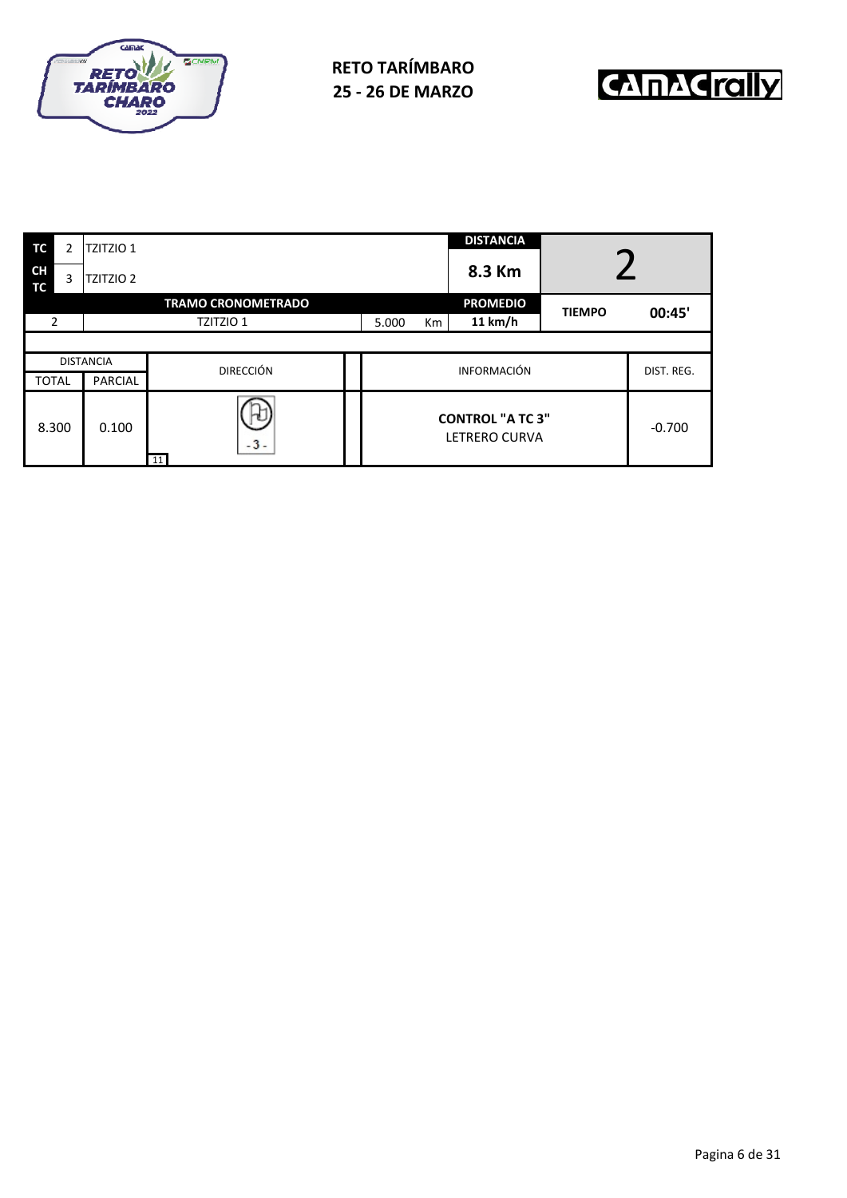**RETO TARÍMBARO**
**25 - 26 DE MARZO**

| TC | 2 | TZITZIO 1 | | DISTANCIA | 2 | |
|---|---|---|---|---|---|---|
| CH TC | 3 | TZITZIO 2 | | 8.3 Km | | |
| | | TRAMO CRONOMETRADO | | PROMEDIO | TIEMPO | 00:45' |
| 2 | | TZITZIO 1 | 5.000 Km | 11 km/h | | |

| DISTANCIA | | DIRECCIÓN | INFORMACIÓN | DIST. REG. |
|---|---|---|---|---|
| TOTAL | PARCIAL | | | |
| 8.300 | 0.100 | -3- 11 | **CONTROL "A TC 3"** LETRERO CURVA | -0.700 |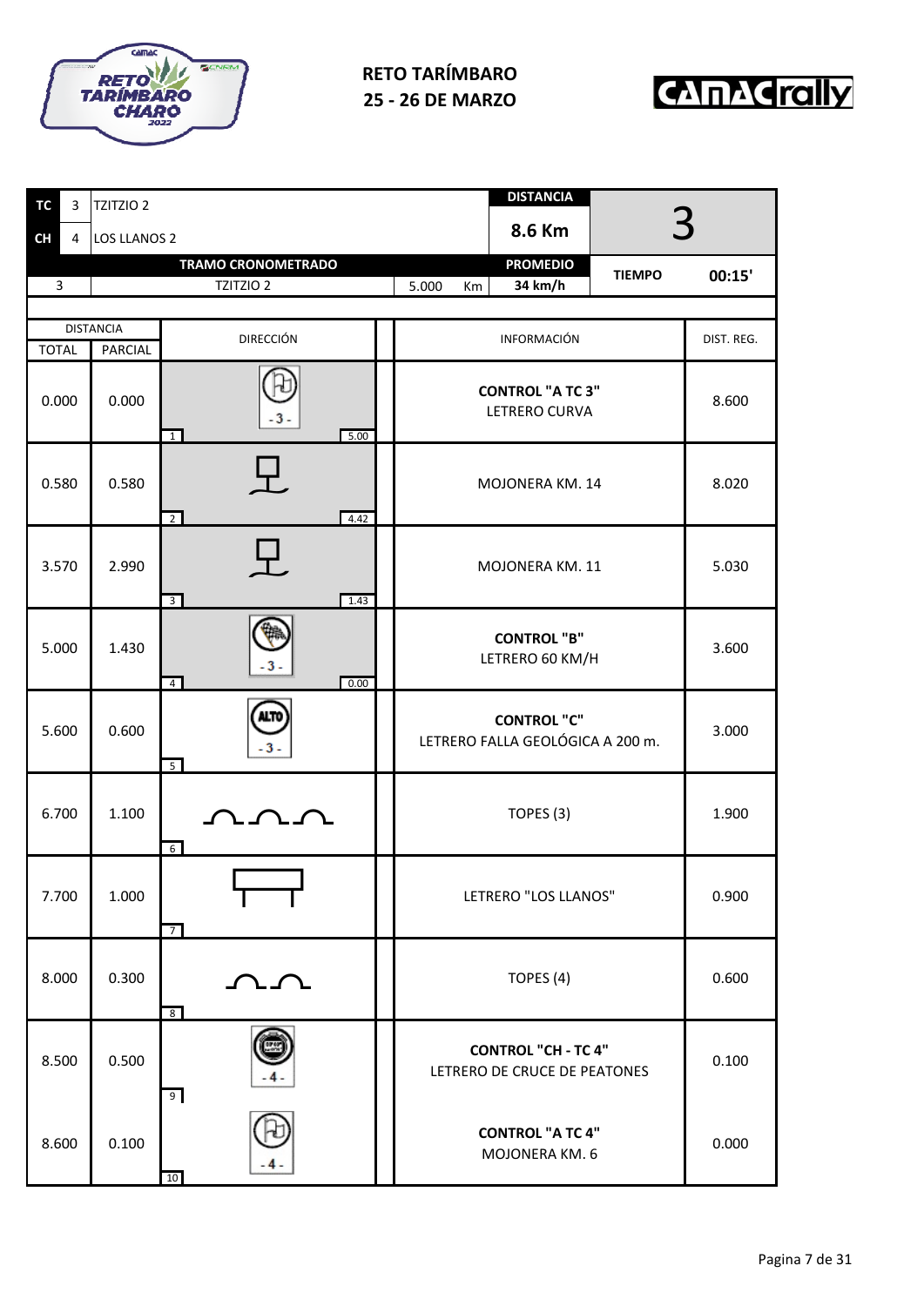# RETO TARÍMBARO
# 25 - 26 DE MARZO

| TC | 3 | TZITZIO 2 | DISTANCIA | 3 |
|---|---|---|---|---|
| CH | 4 | LOS LLANOS 2 | 8.6 Km | |

| TRAMO CRONOMETRADO | | | PROMEDIO | TIEMPO | |
|---|---|---|---|---|---|
| 3 | TZITZIO 2 | 5.000 Km | 34 km/h | | 00:15' |

| DISTANCIA TOTAL | DISTANCIA PARCIAL | DIRECCIÓN | INFORMACIÓN | DIST. REG. |
|---|---|---|---|---|
| 0.000 | 0.000 | 1 - 3 - (5.00) | **CONTROL "A TC 3"** LETRERO CURVA | 8.600 |
| 0.580 | 0.580 | 2 (4.42) | MOJONERA KM. 14 | 8.020 |
| 3.570 | 2.990 | 3 (1.43) | MOJONERA KM. 11 | 5.030 |
| 5.000 | 1.430 | 4 - 3 - (0.00) | **CONTROL "B"** LETRERO 60 KM/H | 3.600 |
| 5.600 | 0.600 | 5 ALTO - 3 - | **CONTROL "C"** LETRERO FALLA GEOLÓGICA A 200 m. | 3.000 |
| 6.700 | 1.100 | 6 | TOPES (3) | 1.900 |
| 7.700 | 1.000 | 7 | LETRERO "LOS LLANOS" | 0.900 |
| 8.000 | 0.300 | 8 | TOPES (4) | 0.600 |
| 8.500 | 0.500 | 9 - 4 - | **CONTROL "CH - TC 4"** LETRERO DE CRUCE DE PEATONES | 0.100 |
| 8.600 | 0.100 | 10 - 4 - | **CONTROL "A TC 4"** MOJONERA KM. 6 | 0.000 |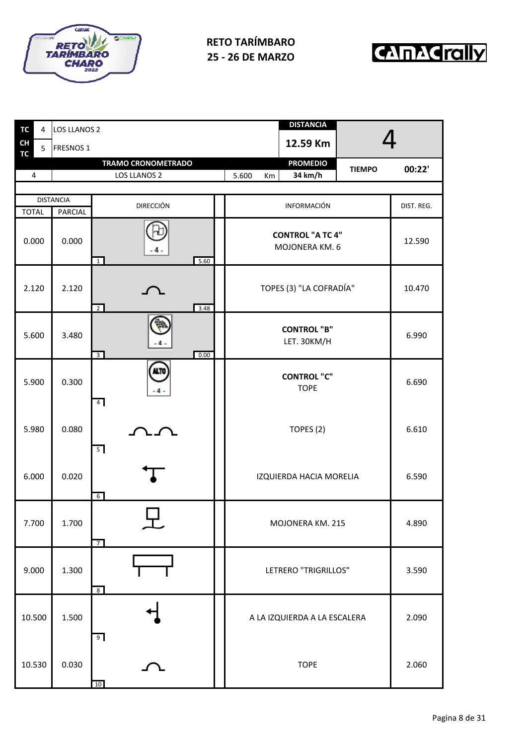**RETO TARÍMBARO**
**25 - 26 DE MARZO**

| TC | 4 | LOS LLANOS 2 | | DISTANCIA | 4 |
|---|---|---|---|---|---|
| CH TC | 5 | FRESNOS 1 | | 12.59 Km | |
| | | TRAMO CRONOMETRADO | | PROMEDIO | TIEMPO 00:22' |
| 4 | | LOS LLANOS 2 | 5.600 Km | 34 km/h | |

| DISTANCIA TOTAL | DISTANCIA PARCIAL | DIRECCIÓN | INFORMACIÓN | DIST. REG. |
|---|---|---|---|---|
| 0.000 | 0.000 | 1 — 5.60 | **CONTROL "A TC 4"** MOJONERA KM. 6 | 12.590 |
| 2.120 | 2.120 | 2 — 3.48 | TOPES (3) "LA COFRADÍA" | 10.470 |
| 5.600 | 3.480 | 3 — 0.00 | **CONTROL "B"** LET. 30KM/H | 6.990 |
| 5.900 | 0.300 | 4 | **CONTROL "C"** TOPE | 6.690 |
| 5.980 | 0.080 | 5 | TOPES (2) | 6.610 |
| 6.000 | 0.020 | 6 | IZQUIERDA HACIA MORELIA | 6.590 |
| 7.700 | 1.700 | 7 | MOJONERA KM. 215 | 4.890 |
| 9.000 | 1.300 | 8 | LETRERO "TRIGRILLOS" | 3.590 |
| 10.500 | 1.500 | 9 | A LA IZQUIERDA A LA ESCALERA | 2.090 |
| 10.530 | 0.030 | 10 | TOPE | 2.060 |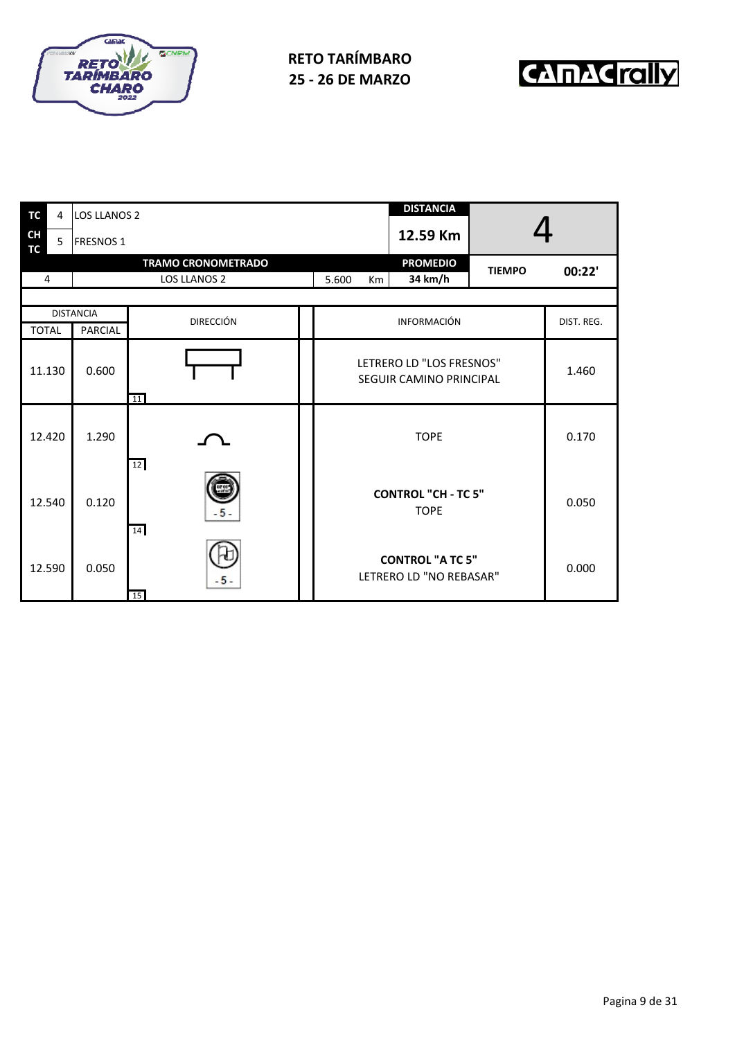**RETO TARÍMBARO**
**25 - 26 DE MARZO**

| TC | 4 | LOS LLANOS 2 | | DISTANCIA | |
|---|---|---|---|---|---|
| CH TC | 5 | FRESNOS 1 | | 12.59 Km | 4 |
| | | TRAMO CRONOMETRADO | | PROMEDIO | TIEMPO 00:22' |
| 4 | | LOS LLANOS 2 | 5.600 Km | 34 km/h | |

| TOTAL | PARCIAL | DIRECCIÓN | INFORMACIÓN | DIST. REG. |
|---|---|---|---|---|
| 11.130 | 0.600 | 11 | LETRERO LD "LOS FRESNOS" SEGUIR CAMINO PRINCIPAL | 1.460 |
| 12.420 | 1.290 | 12 | TOPE | 0.170 |
| 12.540 | 0.120 | 14 - 5 - | **CONTROL "CH - TC 5"** TOPE | 0.050 |
| 12.590 | 0.050 | 15 - 5 - | **CONTROL "A TC 5"** LETRERO LD "NO REBASAR" | 0.000 |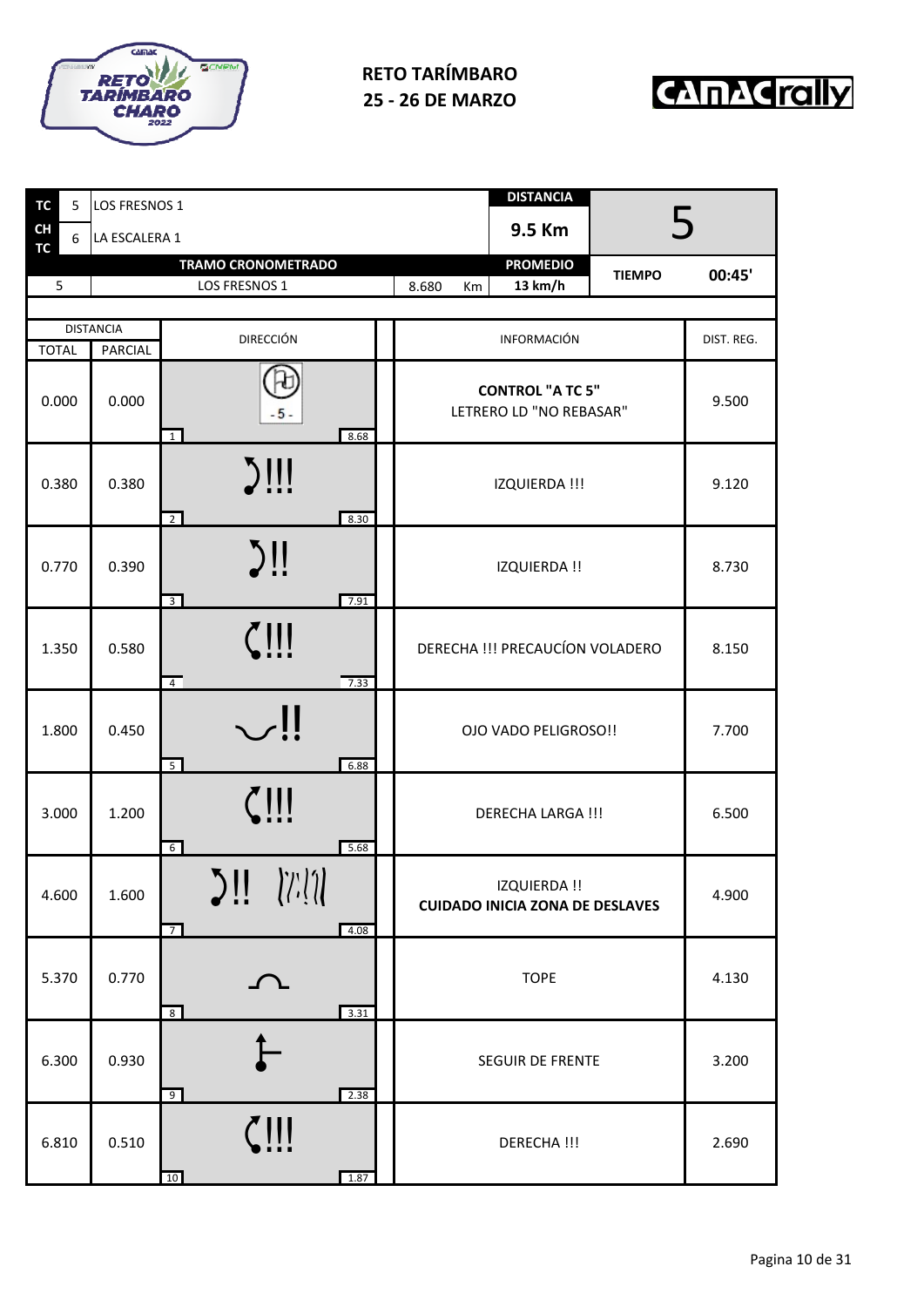# RETO TARÍMBARO

## 25 - 26 DE MARZO

| TC | 5 | LOS FRESNOS 1 | DISTANCIA | 5 |
|---|---|---|---|---|
| CH TC | 6 | LA ESCALERA 1 | 9.5 Km | |

| TRAMO CRONOMETRADO | | | PROMEDIO | TIEMPO | 00:45' |
|---|---|---|---|---|---|
| 5 | LOS FRESNOS 1 | 8.680 Km | 13 km/h | | |

| DISTANCIA TOTAL | DISTANCIA PARCIAL | DIRECCIÓN | INFORMACIÓN | DIST. REG. |
|---|---|---|---|---|
| 0.000 | 0.000 | -5- (1 / 8.68) | **CONTROL "A TC 5"** LETRERO LD "NO REBASAR" | 9.500 |
| 0.380 | 0.380 | !!! (2 / 8.30) | IZQUIERDA !!! | 9.120 |
| 0.770 | 0.390 | !! (3 / 7.91) | IZQUIERDA !! | 8.730 |
| 1.350 | 0.580 | !!! (4 / 7.33) | DERECHA !!! PRECAUCÍON VOLADERO | 8.150 |
| 1.800 | 0.450 | !! (5 / 6.88) | OJO VADO PELIGROSO!! | 7.700 |
| 3.000 | 1.200 | !!! (6 / 5.68) | DERECHA LARGA !!! | 6.500 |
| 4.600 | 1.600 | !! (7 / 4.08) | IZQUIERDA !! **CUIDADO INICIA ZONA DE DESLAVES** | 4.900 |
| 5.370 | 0.770 | (8 / 3.31) | TOPE | 4.130 |
| 6.300 | 0.930 | (9 / 2.38) | SEGUIR DE FRENTE | 3.200 |
| 6.810 | 0.510 | !!! (10 / 1.87) | DERECHA !!! | 2.690 |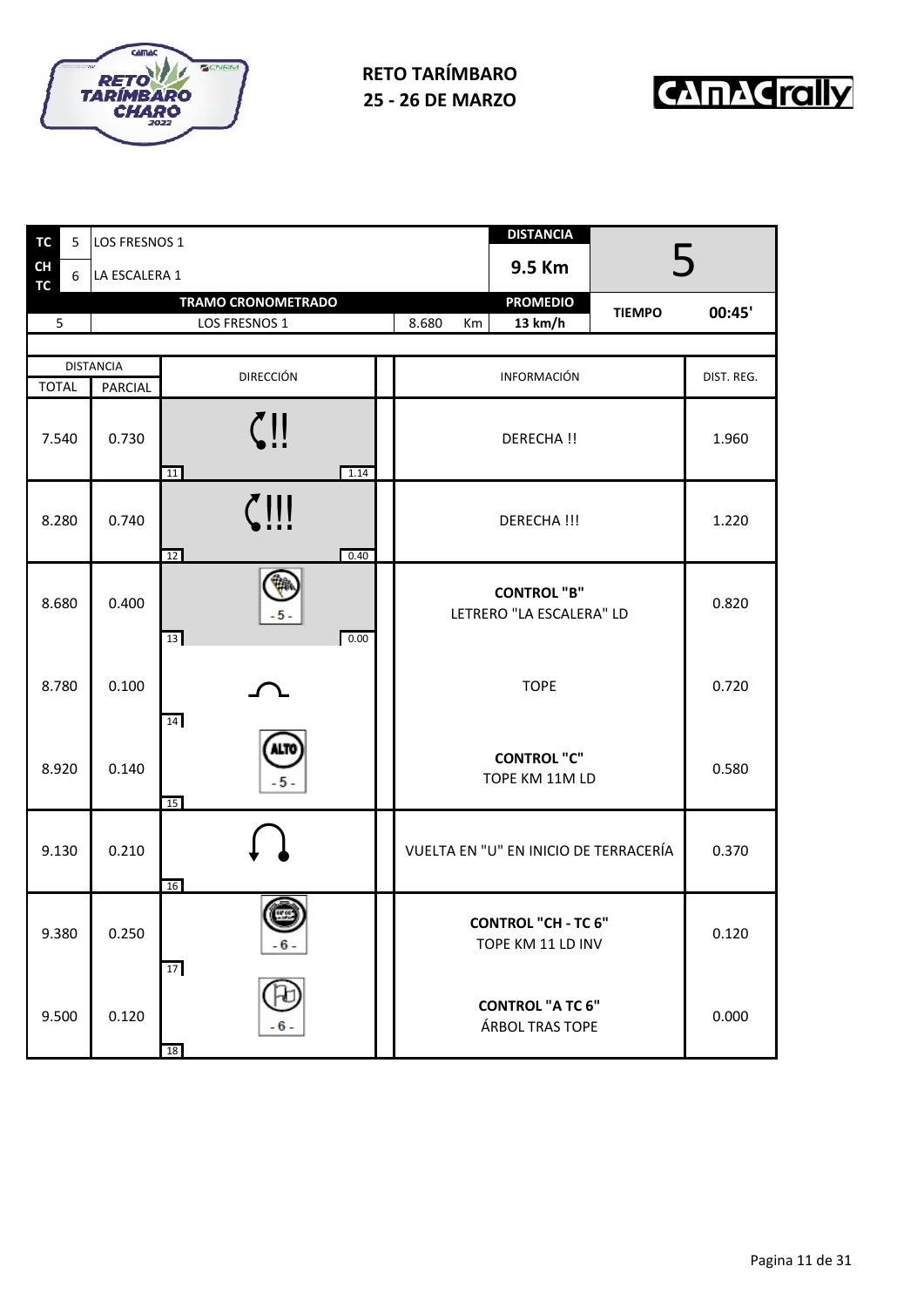**RETO TARÍMBARO**
**25 - 26 DE MARZO**

| TC | 5 | LOS FRESNOS 1 | | DISTANCIA | 5 |
|---|---|---|---|---|---|
| CH TC | 6 | LA ESCALERA 1 | | 9.5 Km | |
| | | **TRAMO CRONOMETRADO** | | **PROMEDIO** | **TIEMPO** 00:45' |
| 5 | | LOS FRESNOS 1 | 8.680 Km | 13 km/h | |

| DISTANCIA TOTAL | DISTANCIA PARCIAL | DIRECCIÓN | INFORMACIÓN | DIST. REG. |
|---|---|---|---|---|
| 7.540 | 0.730 | 11 — 1.14 | DERECHA !! | 1.960 |
| 8.280 | 0.740 | 12 — 0.40 | DERECHA !!! | 1.220 |
| 8.680 | 0.400 | 13 — 0.00 (-5-) | **CONTROL "B"** LETRERO "LA ESCALERA" LD | 0.820 |
| 8.780 | 0.100 | 14 | TOPE | 0.720 |
| 8.920 | 0.140 | 15 (ALTO -5-) | **CONTROL "C"** TOPE KM 11M LD | 0.580 |
| 9.130 | 0.210 | 16 | VUELTA EN "U" EN INICIO DE TERRACERÍA | 0.370 |
| 9.380 | 0.250 | 17 (-6-) | **CONTROL "CH - TC 6"** TOPE KM 11 LD INV | 0.120 |
| 9.500 | 0.120 | 18 (-6-) | **CONTROL "A TC 6"** ÁRBOL TRAS TOPE | 0.000 |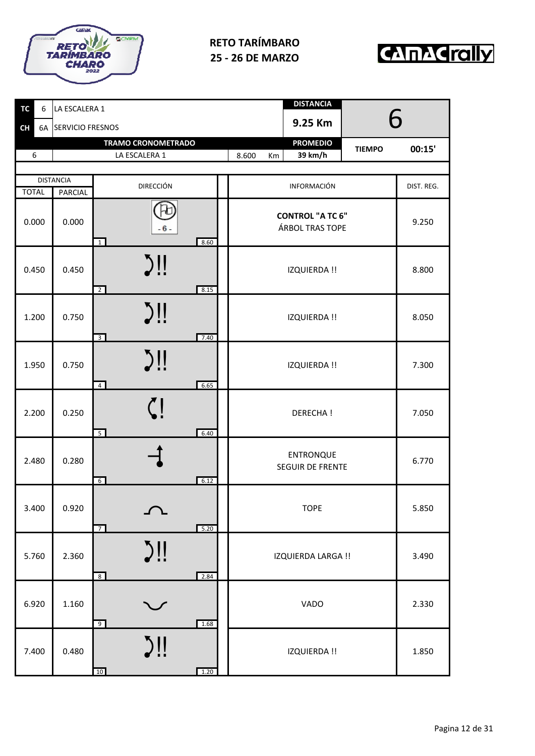**RETO TARÍMBARO**
**25 - 26 DE MARZO**

| TC | 6 | LA ESCALERA 1 | DISTANCIA | 6 |
|---|---|---|---|---|
| CH | 6A | SERVICIO FRESNOS | 9.25 Km | |

| TRAMO CRONOMETRADO | | | PROMEDIO | TIEMPO | |
|---|---|---|---|---|---|
| 6 | LA ESCALERA 1 | 8.600 Km | 39 km/h | TIEMPO | 00:15' |

| DISTANCIA TOTAL | DISTANCIA PARCIAL | DIRECCIÓN | INFORMACIÓN | DIST. REG. |
|---|---|---|---|---|
| 0.000 | 0.000 | 1 — -6- — 8.60 | **CONTROL "A TC 6"** ÁRBOL TRAS TOPE | 9.250 |
| 0.450 | 0.450 | 2 — !! — 8.15 | IZQUIERDA !! | 8.800 |
| 1.200 | 0.750 | 3 — !! — 7.40 | IZQUIERDA !! | 8.050 |
| 1.950 | 0.750 | 4 — !! — 6.65 | IZQUIERDA !! | 7.300 |
| 2.200 | 0.250 | 5 — ! — 6.40 | DERECHA ! | 7.050 |
| 2.480 | 0.280 | 6 — 6.12 | ENTRONQUE SEGUIR DE FRENTE | 6.770 |
| 3.400 | 0.920 | 7 — 5.20 | TOPE | 5.850 |
| 5.760 | 2.360 | 8 — !! — 2.84 | IZQUIERDA LARGA !! | 3.490 |
| 6.920 | 1.160 | 9 — 1.68 | VADO | 2.330 |
| 7.400 | 0.480 | 10 — !! — 1.20 | IZQUIERDA !! | 1.850 |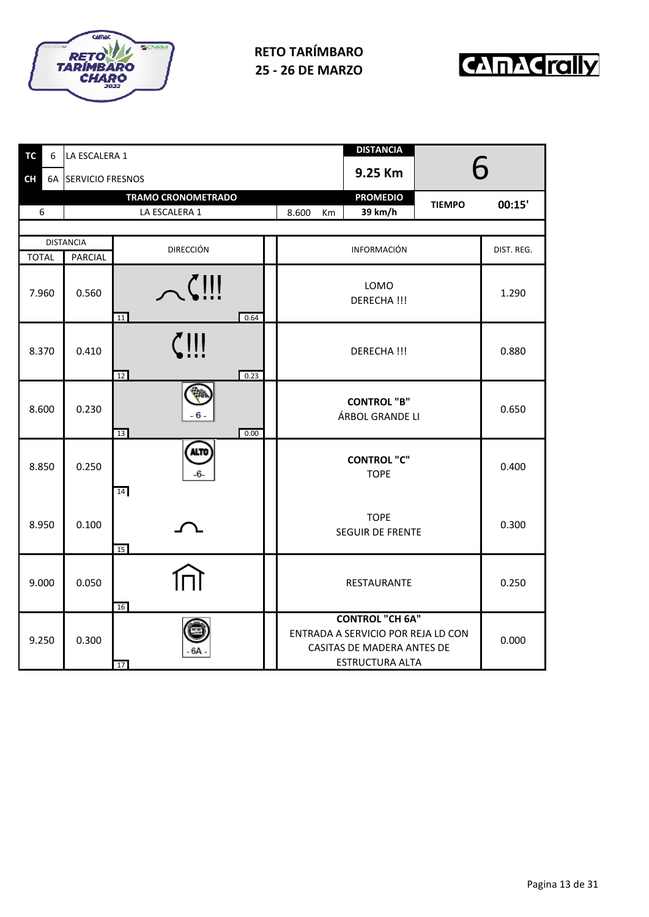RETO TARÍMBARO
25 - 26 DE MARZO

| TC | 6 | LA ESCALERA 1 | | DISTANCIA | 6 |
|---|---|---|---|---|---|
| CH | 6A | SERVICIO FRESNOS | | 9.25 Km | |
| | | TRAMO CRONOMETRADO | | PROMEDIO | TIEMPO 00:15' |
| 6 | | LA ESCALERA 1 | 8.600 Km | 39 km/h | |

| DISTANCIA TOTAL | DISTANCIA PARCIAL | DIRECCIÓN | INFORMACIÓN | DIST. REG. |
|---|---|---|---|---|
| 7.960 | 0.560 | 11 / 0.64 | LOMO<br>DERECHA !!! | 1.290 |
| 8.370 | 0.410 | 12 / 0.23 | DERECHA !!! | 0.880 |
| 8.600 | 0.230 | - 6 - / 13 / 0.00 | **CONTROL "B"**<br>ÁRBOL GRANDE LI | 0.650 |
| 8.850 | 0.250 | ALTO -6- / 14 | **CONTROL "C"**<br>TOPE | 0.400 |
| 8.950 | 0.100 | 15 | TOPE<br>SEGUIR DE FRENTE | 0.300 |
| 9.000 | 0.050 | 16 | RESTAURANTE | 0.250 |
| 9.250 | 0.300 | - 6A - / 17 | **CONTROL "CH 6A"**<br>ENTRADA A SERVICIO POR REJA LD CON CASITAS DE MADERA ANTES DE ESTRUCTURA ALTA | 0.000 |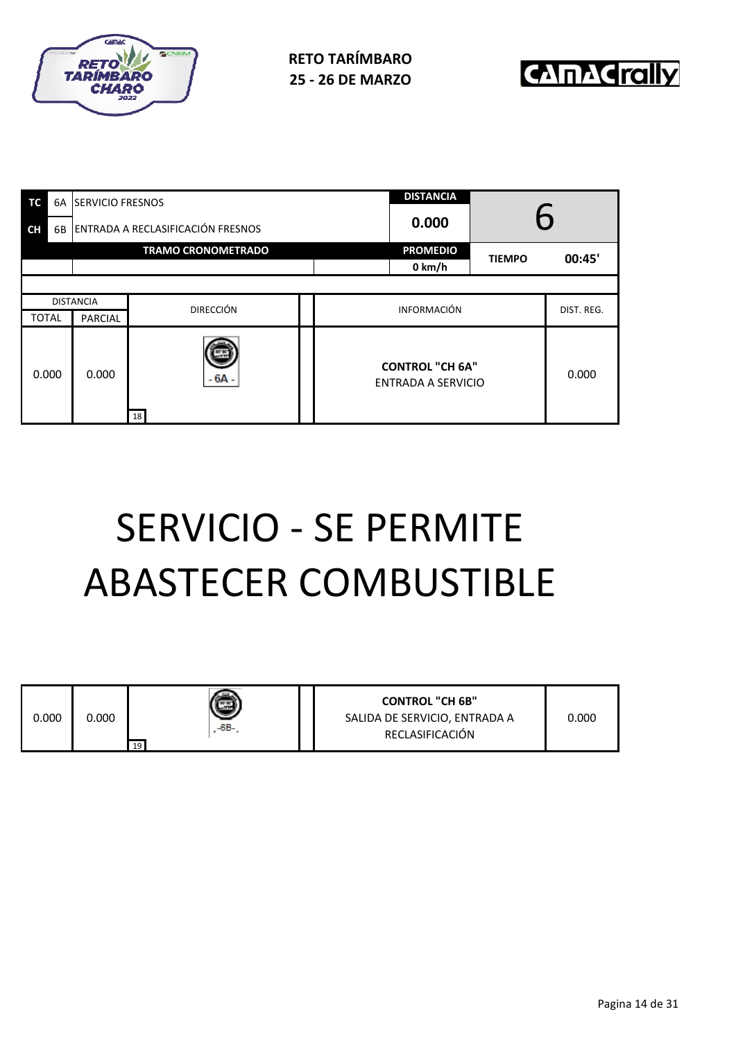**RETO TARÍMBARO**
**25 - 26 DE MARZO**

| TC | 6A | SERVICIO FRESNOS | DISTANCIA | 6 |
|---|---|---|---|---|
| CH | 6B | ENTRADA A RECLASIFICACIÓN FRESNOS | 0.000 | |
| | | TRAMO CRONOMETRADO | PROMEDIO | TIEMPO 00:45' |
| | | | 0 km/h | |

| DISTANCIA TOTAL | DISTANCIA PARCIAL | DIRECCIÓN | INFORMACIÓN | DIST. REG. |
|---|---|---|---|---|
| 0.000 | 0.000 | - 6A - (18) | **CONTROL "CH 6A"** ENTRADA A SERVICIO | 0.000 |

# SERVICIO - SE PERMITE ABASTECER COMBUSTIBLE

| DISTANCIA TOTAL | DISTANCIA PARCIAL | DIRECCIÓN | INFORMACIÓN | DIST. REG. |
|---|---|---|---|---|
| 0.000 | 0.000 | -6B- (19) | **CONTROL "CH 6B"** SALIDA DE SERVICIO, ENTRADA A RECLASIFICACIÓN | 0.000 |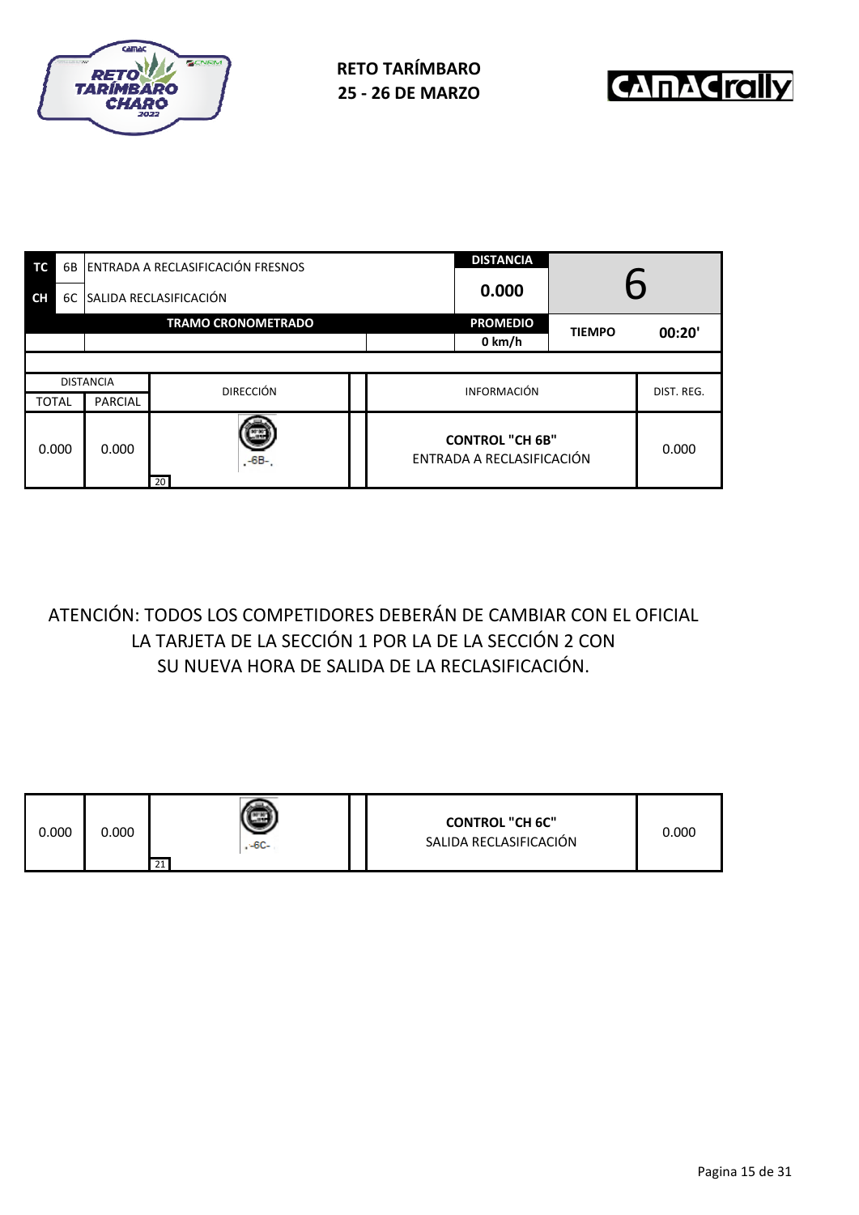**RETO TARÍMBARO**
**25 - 26 DE MARZO**

| | | | DISTANCIA | | |
|---|---|---|---|---|---|
| **TC** | 6B | ENTRADA A RECLASIFICACIÓN FRESNOS | **0.000** | 6 | |
| **CH** | 6C | SALIDA RECLASIFICACIÓN | | | |
| | | **TRAMO CRONOMETRADO** | **PROMEDIO** | **TIEMPO** | **00:20'** |
| | | | **0 km/h** | | |

| DISTANCIA TOTAL | DISTANCIA PARCIAL | DIRECCIÓN | INFORMACIÓN | DIST. REG. |
|---|---|---|---|---|
| 0.000 | 0.000 | -6B- (20) | **CONTROL "CH 6B"** ENTRADA A RECLASIFICACIÓN | 0.000 |

ATENCIÓN: TODOS LOS COMPETIDORES DEBERÁN DE CAMBIAR CON EL OFICIAL LA TARJETA DE LA SECCIÓN 1 POR LA DE LA SECCIÓN 2 CON SU NUEVA HORA DE SALIDA DE LA RECLASIFICACIÓN.

| DISTANCIA TOTAL | DISTANCIA PARCIAL | DIRECCIÓN | INFORMACIÓN | DIST. REG. |
|---|---|---|---|---|
| 0.000 | 0.000 | -6C- (21) | **CONTROL "CH 6C"** SALIDA RECLASIFICACIÓN | 0.000 |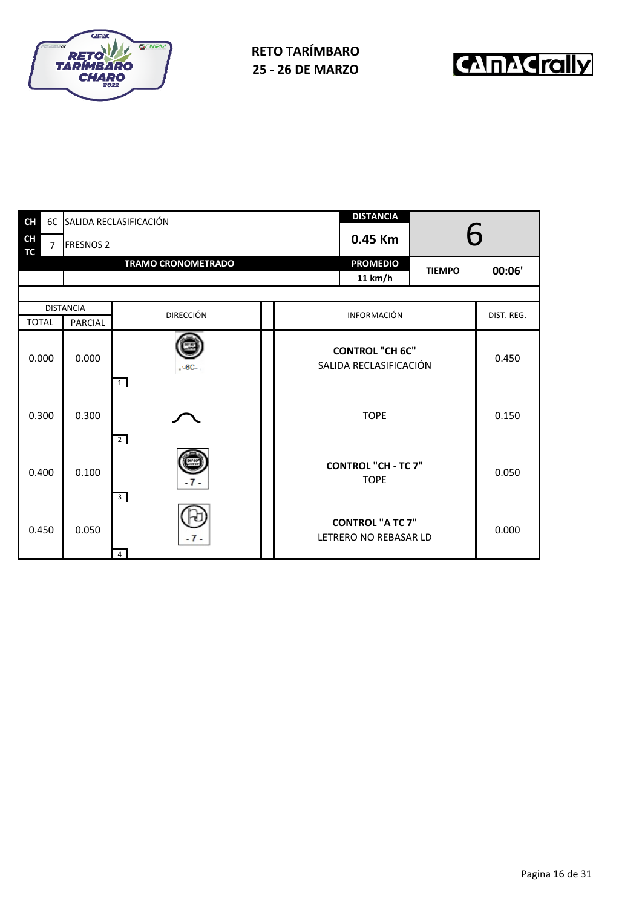## RETO TARÍMBARO
## 25 - 26 DE MARZO

| CH | 6C | SALIDA RECLASIFICACIÓN | DISTANCIA | 6 | |
|---|---|---|---|---|---|
| CH TC | 7 | FRESNOS 2 | 0.45 Km | | |
| | | TRAMO CRONOMETRADO | PROMEDIO | TIEMPO | 00:06' |
| | | | 11 km/h | | |

| DISTANCIA TOTAL | DISTANCIA PARCIAL | DIRECCIÓN | INFORMACIÓN | DIST. REG. |
|---|---|---|---|---|
| 0.000 | 0.000 | 1 -6C- | **CONTROL "CH 6C"** SALIDA RECLASIFICACIÓN | 0.450 |
| 0.300 | 0.300 | 2 | TOPE | 0.150 |
| 0.400 | 0.100 | 3 -7- | **CONTROL "CH - TC 7"** TOPE | 0.050 |
| 0.450 | 0.050 | 4 -7- | **CONTROL "A TC 7"** LETRERO NO REBASAR LD | 0.000 |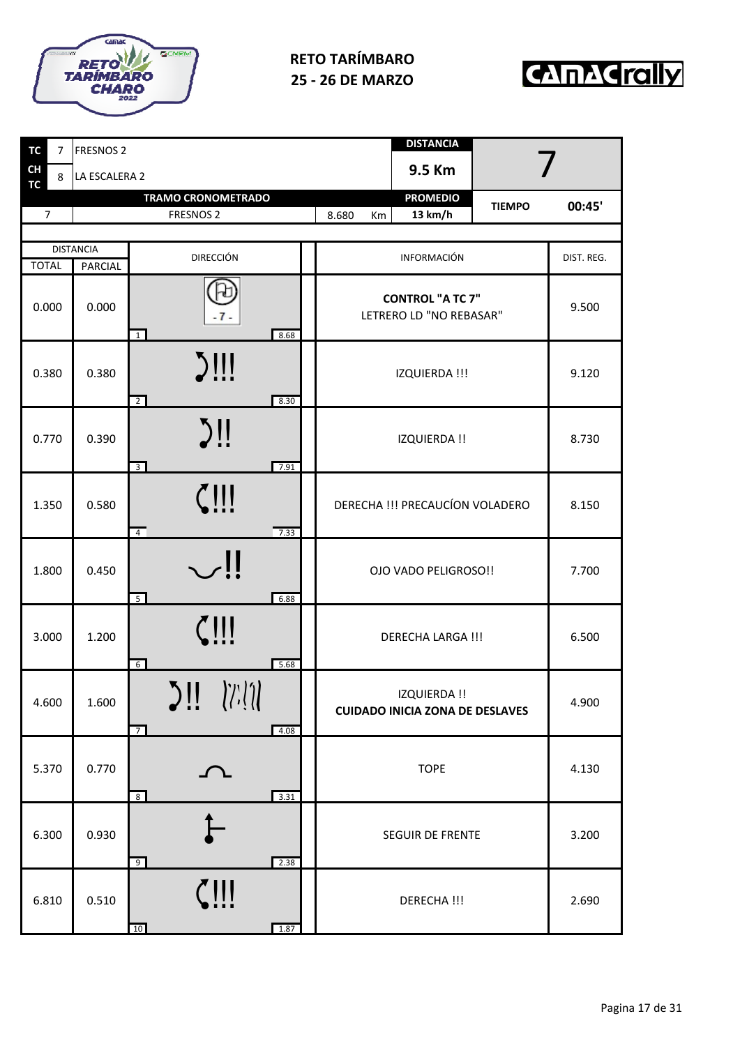**RETO TARÍMBARO**
**25 - 26 DE MARZO**

| TC | 7 | FRESNOS 2 | DISTANCIA | 7 |
|---|---|---|---|---|
| CH TC | 8 | LA ESCALERA 2 | 9.5 Km | |

| TRAMO CRONOMETRADO | | | PROMEDIO | TIEMPO | 00:45' |
|---|---|---|---|---|---|
| 7 | FRESNOS 2 | 8.680 Km | 13 km/h | | |

| DISTANCIA TOTAL | DISTANCIA PARCIAL | DIRECCIÓN | INFORMACIÓN | DIST. REG. |
|---|---|---|---|---|
| 0.000 | 0.000 | 1 - 7 - 8.68 | **CONTROL "A TC 7"** LETRERO LD "NO REBASAR" | 9.500 |
| 0.380 | 0.380 | 2 !!! 8.30 | IZQUIERDA !!! | 9.120 |
| 0.770 | 0.390 | 3 !! 7.91 | IZQUIERDA !! | 8.730 |
| 1.350 | 0.580 | 4 !!! 7.33 | DERECHA !!! PRECAUCÍON VOLADERO | 8.150 |
| 1.800 | 0.450 | 5 !! 6.88 | OJO VADO PELIGROSO!! | 7.700 |
| 3.000 | 1.200 | 6 !!! 5.68 | DERECHA LARGA !!! | 6.500 |
| 4.600 | 1.600 | 7 !! 4.08 | IZQUIERDA !! **CUIDADO INICIA ZONA DE DESLAVES** | 4.900 |
| 5.370 | 0.770 | 8 3.31 | TOPE | 4.130 |
| 6.300 | 0.930 | 9 2.38 | SEGUIR DE FRENTE | 3.200 |
| 6.810 | 0.510 | 10 !!! 1.87 | DERECHA !!! | 2.690 |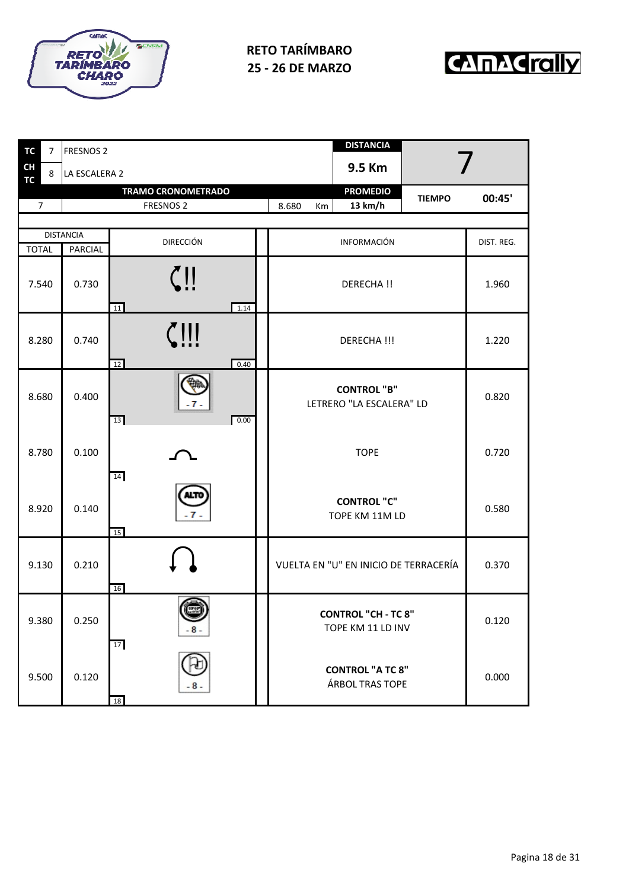**RETO TARÍMBARO**
**25 - 26 DE MARZO**

| TC | 7 | FRESNOS 2 | DISTANCIA | 7 |
|---|---|---|---|---|
| CH TC | 8 | LA ESCALERA 2 | 9.5 Km | |
| | | TRAMO CRONOMETRADO | PROMEDIO | TIEMPO 00:45' |
| 7 | | FRESNOS 2 — 8.680 Km | 13 km/h | |

| DISTANCIA TOTAL | DISTANCIA PARCIAL | DIRECCIÓN | INFORMACIÓN | DIST. REG. |
|---|---|---|---|---|
| 7.540 | 0.730 | 11 — 1.14 | DERECHA !! | 1.960 |
| 8.280 | 0.740 | 12 — 0.40 | DERECHA !!! | 1.220 |
| 8.680 | 0.400 | 13 — 0.00 — -7- | **CONTROL "B"** LETRERO "LA ESCALERA" LD | 0.820 |
| 8.780 | 0.100 | 14 | TOPE | 0.720 |
| 8.920 | 0.140 | 15 — ALTO -7- | **CONTROL "C"** TOPE KM 11M LD | 0.580 |
| 9.130 | 0.210 | 16 | VUELTA EN "U" EN INICIO DE TERRACERÍA | 0.370 |
| 9.380 | 0.250 | 17 — -8- | **CONTROL "CH - TC 8"** TOPE KM 11 LD INV | 0.120 |
| 9.500 | 0.120 | 18 — -8- | **CONTROL "A TC 8"** ÁRBOL TRAS TOPE | 0.000 |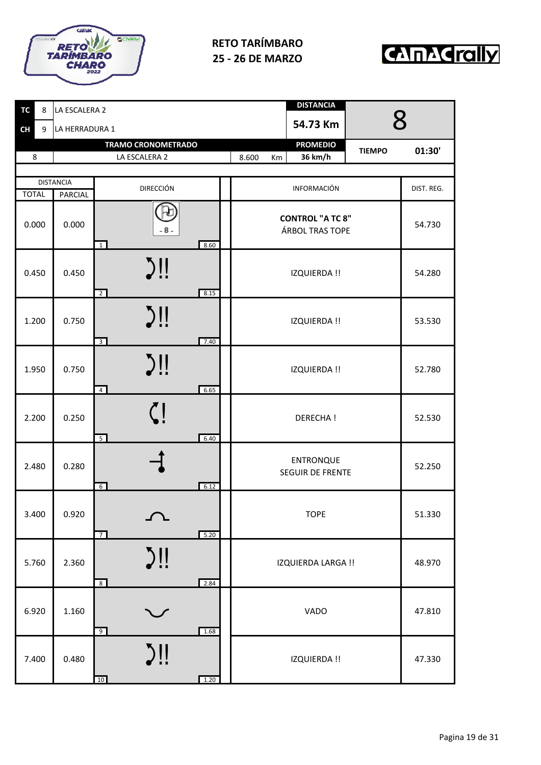# RETO TARÍMBARO
## 25 - 26 DE MARZO

| TC | 8 | LA ESCALERA 2 | DISTANCIA | 8 |
|---|---|---|---|---|
| CH | 9 | LA HERRADURA 1 | 54.73 Km | |

| TRAMO CRONOMETRADO | | | PROMEDIO | TIEMPO | 01:30' |
|---|---|---|---|---|---|
| 8 | LA ESCALERA 2 | 8.600 Km | 36 km/h | | |

| DISTANCIA TOTAL | DISTANCIA PARCIAL | DIRECCIÓN | INFORMACIÓN | DIST. REG. |
|---|---|---|---|---|
| 0.000 | 0.000 | - 8 - (1 / 8.60) | **CONTROL "A TC 8"** ÁRBOL TRAS TOPE | 54.730 |
| 0.450 | 0.450 | !! (2 / 8.15) | IZQUIERDA !! | 54.280 |
| 1.200 | 0.750 | !! (3 / 7.40) | IZQUIERDA !! | 53.530 |
| 1.950 | 0.750 | !! (4 / 6.65) | IZQUIERDA !! | 52.780 |
| 2.200 | 0.250 | ! (5 / 6.40) | DERECHA ! | 52.530 |
| 2.480 | 0.280 | (6 / 6.12) | ENTRONQUE SEGUIR DE FRENTE | 52.250 |
| 3.400 | 0.920 | (7 / 5.20) | TOPE | 51.330 |
| 5.760 | 2.360 | !! (8 / 2.84) | IZQUIERDA LARGA !! | 48.970 |
| 6.920 | 1.160 | (9 / 1.68) | VADO | 47.810 |
| 7.400 | 0.480 | !! (10 / 1.20) | IZQUIERDA !! | 47.330 |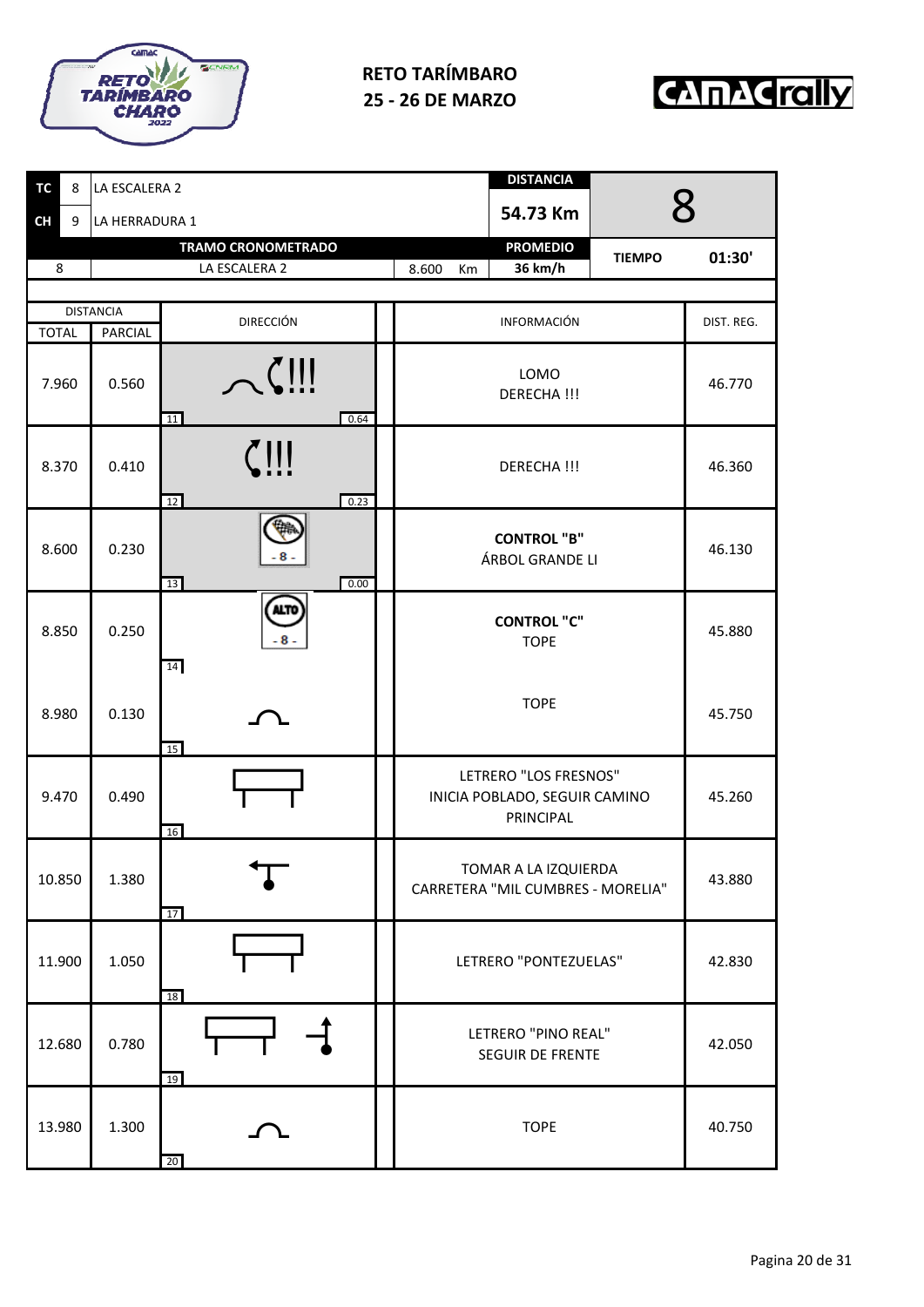**RETO TARÍMBARO**
**25 - 26 DE MARZO**

| TC | 8 | LA ESCALERA 2 | DISTANCIA | 8 |
|---|---|---|---|---|
| CH | 9 | LA HERRADURA 1 | 54.73 Km | |

| TRAMO CRONOMETRADO | | | PROMEDIO | TIEMPO | |
|---|---|---|---|---|---|
| 8 | LA ESCALERA 2 | 8.600 Km | 36 km/h | | 01:30' |

| DISTANCIA TOTAL | DISTANCIA PARCIAL | DIRECCIÓN | INFORMACIÓN | DIST. REG. |
|---|---|---|---|---|
| 7.960 | 0.560 | 11 — 0.64 | LOMO DERECHA !!! | 46.770 |
| 8.370 | 0.410 | 12 — 0.23 | DERECHA !!! | 46.360 |
| 8.600 | 0.230 | 13 — - 8 - — 0.00 | **CONTROL "B"** ÁRBOL GRANDE LI | 46.130 |
| 8.850 | 0.250 | 14 — ALTO - 8 - | **CONTROL "C"** TOPE | 45.880 |
| 8.980 | 0.130 | 15 | TOPE | 45.750 |
| 9.470 | 0.490 | 16 | LETRERO "LOS FRESNOS" INICIA POBLADO, SEGUIR CAMINO PRINCIPAL | 45.260 |
| 10.850 | 1.380 | 17 | TOMAR A LA IZQUIERDA CARRETERA "MIL CUMBRES - MORELIA" | 43.880 |
| 11.900 | 1.050 | 18 | LETRERO "PONTEZUELAS" | 42.830 |
| 12.680 | 0.780 | 19 | LETRERO "PINO REAL" SEGUIR DE FRENTE | 42.050 |
| 13.980 | 1.300 | 20 | TOPE | 40.750 |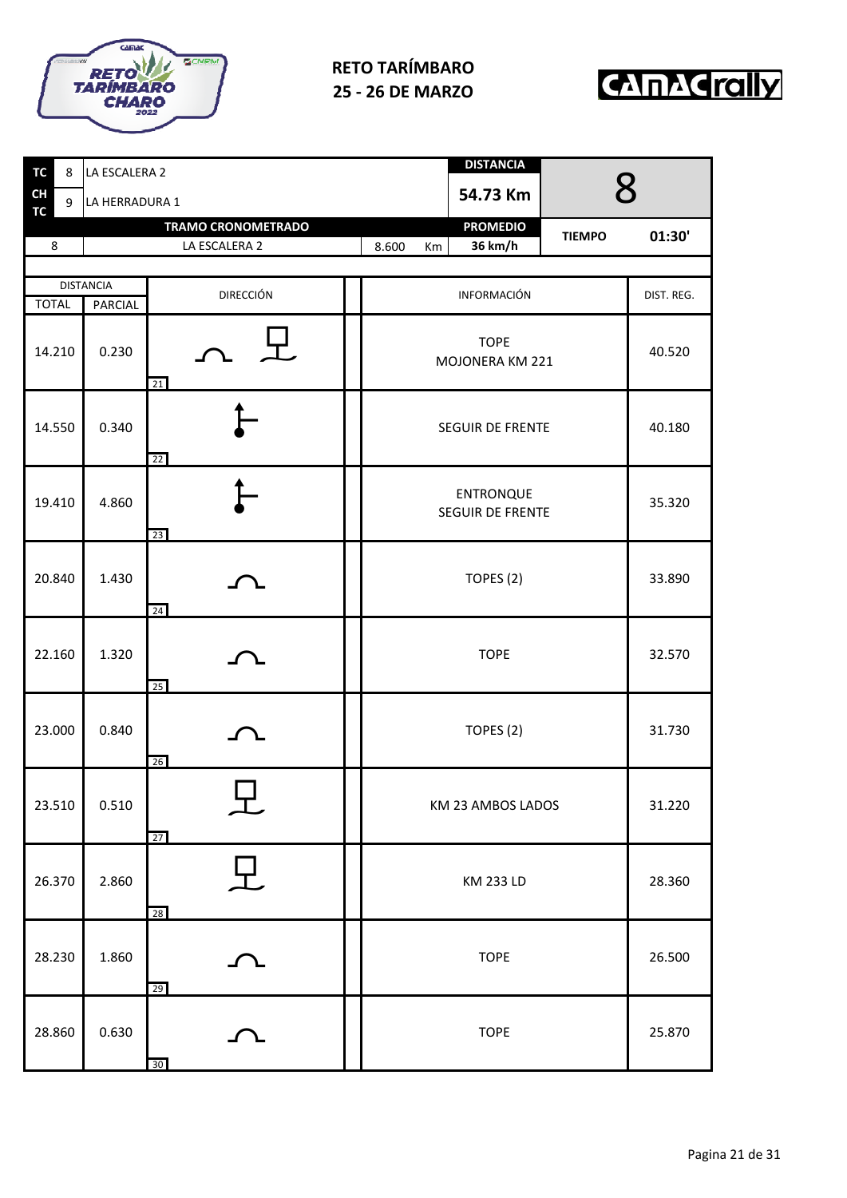**RETO TARÍMBARO**
**25 - 26 DE MARZO**

| TC | 8 | LA ESCALERA 2 | | DISTANCIA | 8 |
|---|---|---|---|---|---|
| CH TC | 9 | LA HERRADURA 1 | | 54.73 Km | |
| | | TRAMO CRONOMETRADO | | PROMEDIO | TIEMPO 01:30' |
| 8 | | LA ESCALERA 2 | 8.600 Km | 36 km/h | |

| DISTANCIA TOTAL | DISTANCIA PARCIAL | DIRECCIÓN | INFORMACIÓN | DIST. REG. |
|---|---|---|---|---|
| 14.210 | 0.230 | 21 | TOPE MOJONERA KM 221 | 40.520 |
| 14.550 | 0.340 | 22 | SEGUIR DE FRENTE | 40.180 |
| 19.410 | 4.860 | 23 | ENTRONQUE SEGUIR DE FRENTE | 35.320 |
| 20.840 | 1.430 | 24 | TOPES (2) | 33.890 |
| 22.160 | 1.320 | 25 | TOPE | 32.570 |
| 23.000 | 0.840 | 26 | TOPES (2) | 31.730 |
| 23.510 | 0.510 | 27 | KM 23 AMBOS LADOS | 31.220 |
| 26.370 | 2.860 | 28 | KM 233 LD | 28.360 |
| 28.230 | 1.860 | 29 | TOPE | 26.500 |
| 28.860 | 0.630 | 30 | TOPE | 25.870 |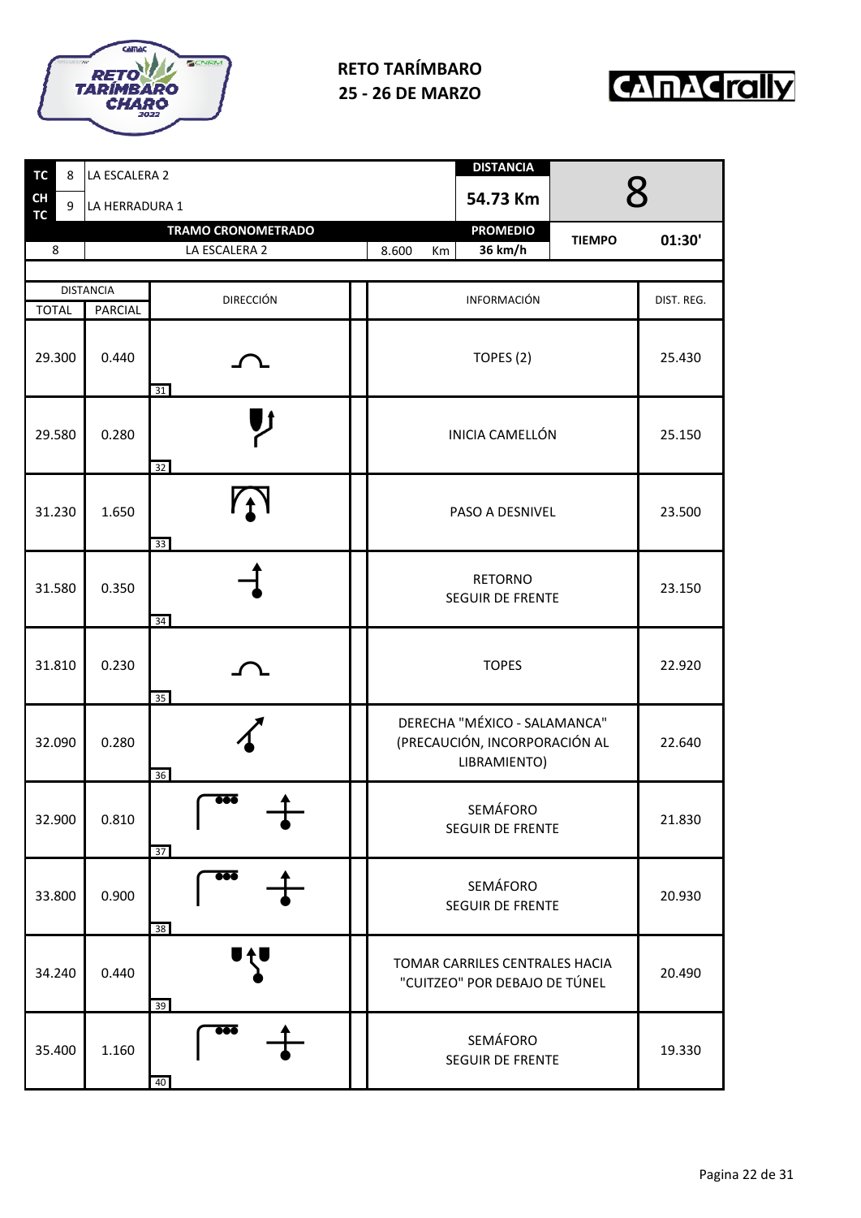**RETO TARÍMBARO**
**25 - 26 DE MARZO**

| TC | 8 | LA ESCALERA 2 | | DISTANCIA | | |
|---|---|---|---|---|---|---|
| CH TC | 9 | LA HERRADURA 1 | | 54.73 Km | 8 | |
| | | TRAMO CRONOMETRADO | | PROMEDIO | TIEMPO | 01:30' |
| 8 | | LA ESCALERA 2 | 8.600 Km | 36 km/h | | |

| DISTANCIA TOTAL | DISTANCIA PARCIAL | DIRECCIÓN | INFORMACIÓN | DIST. REG. |
|---|---|---|---|---|
| 29.300 | 0.440 | 31 | TOPES (2) | 25.430 |
| 29.580 | 0.280 | 32 | INICIA CAMELLÓN | 25.150 |
| 31.230 | 1.650 | 33 | PASO A DESNIVEL | 23.500 |
| 31.580 | 0.350 | 34 | RETORNO SEGUIR DE FRENTE | 23.150 |
| 31.810 | 0.230 | 35 | TOPES | 22.920 |
| 32.090 | 0.280 | 36 | DERECHA "MÉXICO - SALAMANCA" (PRECAUCIÓN, INCORPORACIÓN AL LIBRAMIENTO) | 22.640 |
| 32.900 | 0.810 | 37 | SEMÁFORO SEGUIR DE FRENTE | 21.830 |
| 33.800 | 0.900 | 38 | SEMÁFORO SEGUIR DE FRENTE | 20.930 |
| 34.240 | 0.440 | 39 | TOMAR CARRILES CENTRALES HACIA "CUITZEO" POR DEBAJO DE TÚNEL | 20.490 |
| 35.400 | 1.160 | 40 | SEMÁFORO SEGUIR DE FRENTE | 19.330 |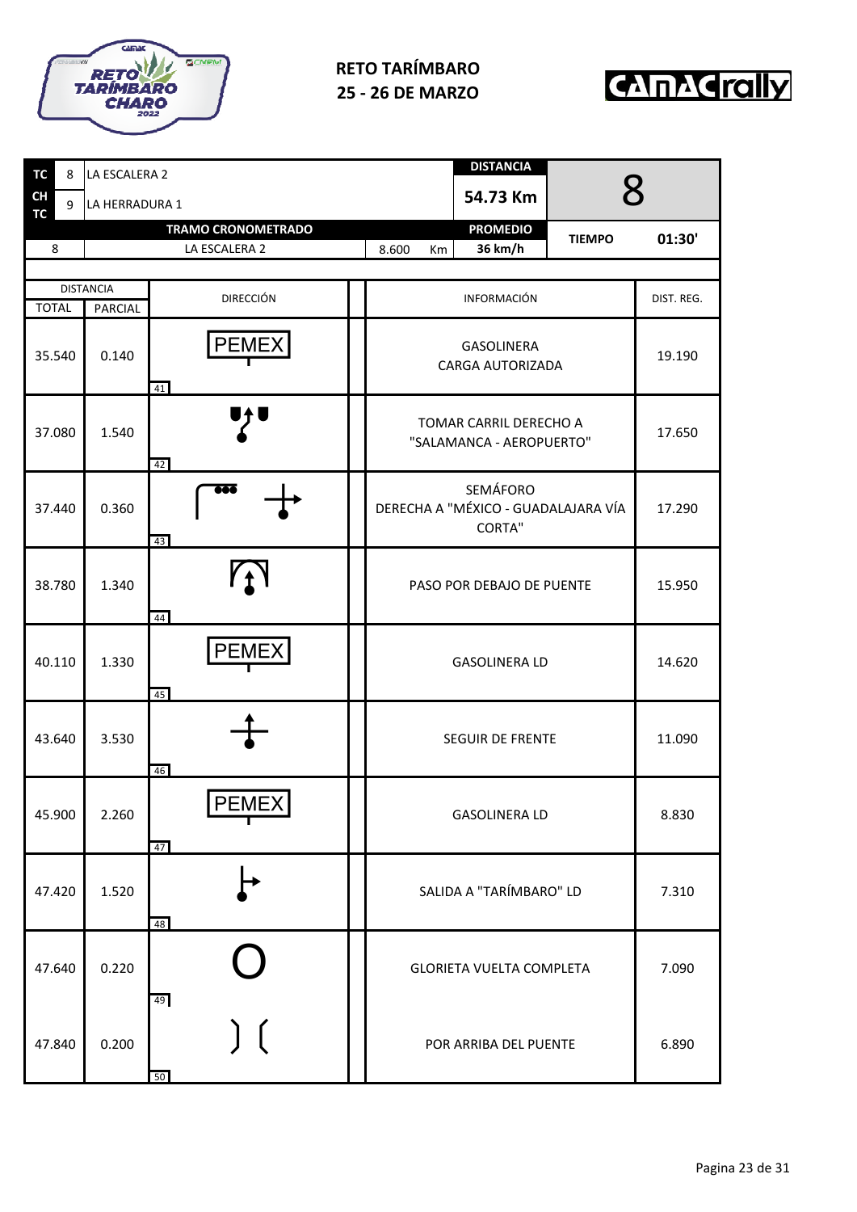# RETO TARÍMBARO
## 25 - 26 DE MARZO

| TC | 8 | LA ESCALERA 2 | | DISTANCIA | 8 | |
|---|---|---|---|---|---|---|
| CH TC | 9 | LA HERRADURA 1 | | 54.73 Km | | |
| | | TRAMO CRONOMETRADO | | PROMEDIO | TIEMPO | 01:30' |
| 8 | | LA ESCALERA 2 | 8.600 Km | 36 km/h | | |

| DISTANCIA TOTAL | DISTANCIA PARCIAL | DIRECCIÓN | INFORMACIÓN | DIST. REG. |
|---|---|---|---|---|
| 35.540 | 0.140 | PEMEX (41) | GASOLINERA CARGA AUTORIZADA | 19.190 |
| 37.080 | 1.540 | (42) | TOMAR CARRIL DERECHO A "SALAMANCA - AEROPUERTO" | 17.650 |
| 37.440 | 0.360 | (43) | SEMÁFORO DERECHA A "MÉXICO - GUADALAJARA VÍA CORTA" | 17.290 |
| 38.780 | 1.340 | (44) | PASO POR DEBAJO DE PUENTE | 15.950 |
| 40.110 | 1.330 | PEMEX (45) | GASOLINERA LD | 14.620 |
| 43.640 | 3.530 | (46) | SEGUIR DE FRENTE | 11.090 |
| 45.900 | 2.260 | PEMEX (47) | GASOLINERA LD | 8.830 |
| 47.420 | 1.520 | (48) | SALIDA A "TARÍMBARO" LD | 7.310 |
| 47.640 | 0.220 | (49) | GLORIETA VUELTA COMPLETA | 7.090 |
| 47.840 | 0.200 | (50) | POR ARRIBA DEL PUENTE | 6.890 |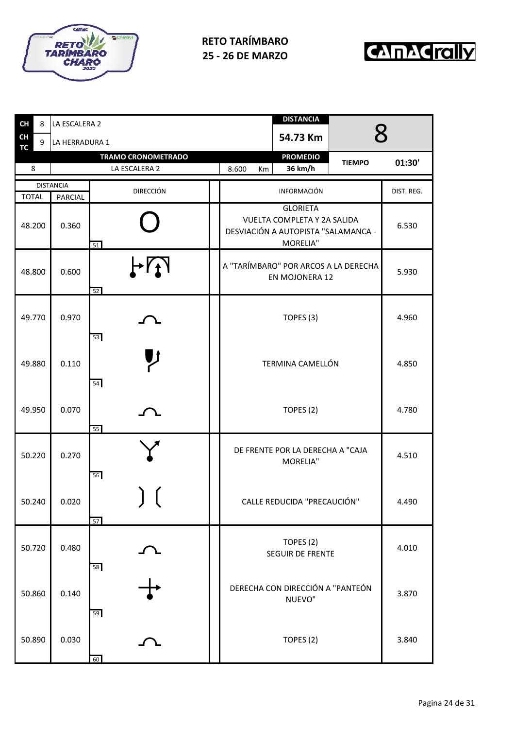**RETO TARÍMBARO**
**25 - 26 DE MARZO**

| CH | 8 | LA ESCALERA 2 | DISTANCIA | 8 |
|---|---|---|---|---|
| CH TC | 9 | LA HERRADURA 1 | 54.73 Km | |

| TRAMO CRONOMETRADO | | | PROMEDIO | TIEMPO | 01:30' |
|---|---|---|---|---|---|
| 8 | LA ESCALERA 2 | 8.600 Km | 36 km/h | | |

| DISTANCIA TOTAL | DISTANCIA PARCIAL | DIRECCIÓN | INFORMACIÓN | DIST. REG. |
|---|---|---|---|---|
| 48.200 | 0.360 | 51 | GLORIETA VUELTA COMPLETA Y 2A SALIDA DESVIACIÓN A AUTOPISTA "SALAMANCA - MORELIA" | 6.530 |
| 48.800 | 0.600 | 52 | A "TARÍMBARO" POR ARCOS A LA DERECHA EN MOJONERA 12 | 5.930 |
| 49.770 | 0.970 | 53 | TOPES (3) | 4.960 |
| 49.880 | 0.110 | 54 | TERMINA CAMELLÓN | 4.850 |
| 49.950 | 0.070 | 55 | TOPES (2) | 4.780 |
| 50.220 | 0.270 | 56 | DE FRENTE POR LA DERECHA A "CAJA MORELIA" | 4.510 |
| 50.240 | 0.020 | 57 | CALLE REDUCIDA "PRECAUCIÓN" | 4.490 |
| 50.720 | 0.480 | 58 | TOPES (2) SEGUIR DE FRENTE | 4.010 |
| 50.860 | 0.140 | 59 | DERECHA CON DIRECCIÓN A "PANTEÓN NUEVO" | 3.870 |
| 50.890 | 0.030 | 60 | TOPES (2) | 3.840 |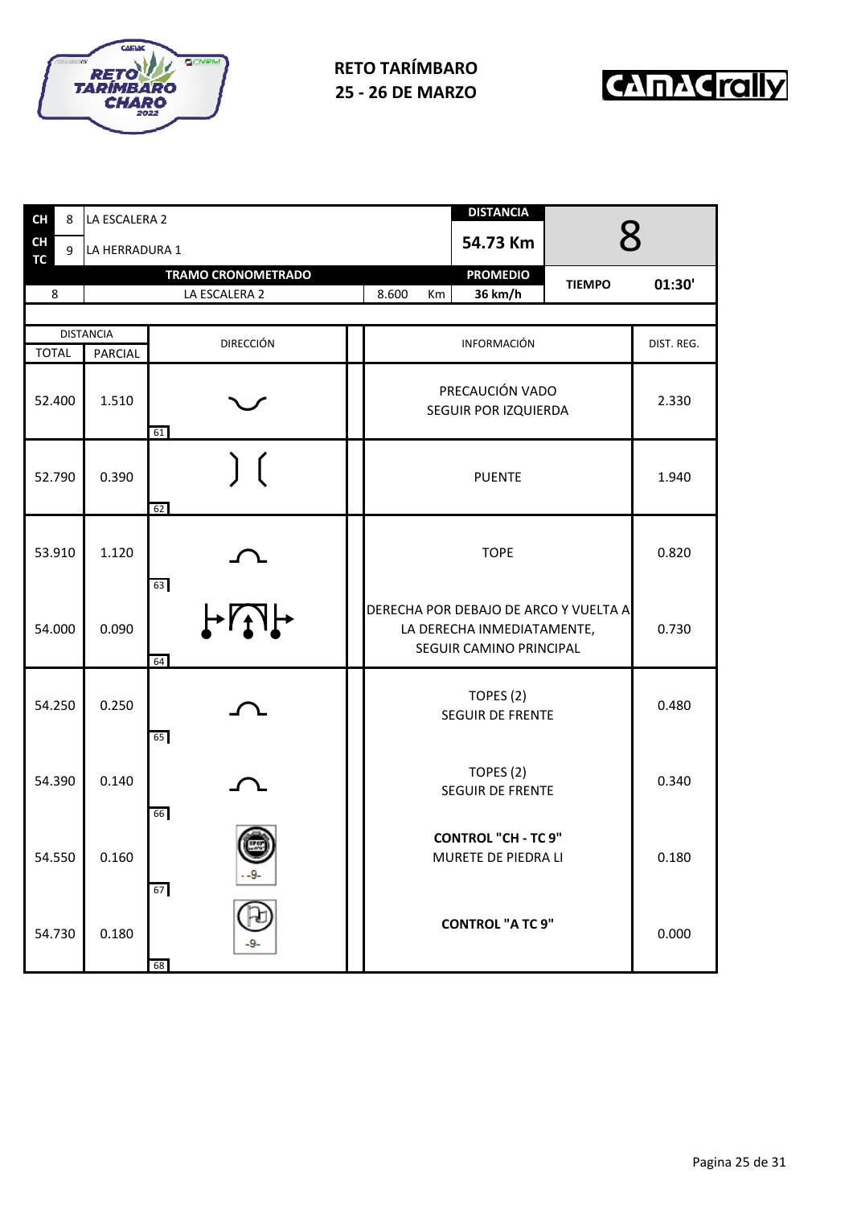**RETO TARÍMBARO**
**25 - 26 DE MARZO**

| CH | 8 | LA ESCALERA 2 | DISTANCIA | 8 |
|---|---|---|---|---|
| CH TC | 9 | LA HERRADURA 1 | 54.73 Km | |

| | TRAMO CRONOMETRADO | | PROMEDIO | TIEMPO | 01:30' |
|---|---|---|---|---|---|
| 8 | LA ESCALERA 2 | 8.600 Km | 36 km/h | | |

| DISTANCIA TOTAL | DISTANCIA PARCIAL | DIRECCIÓN | INFORMACIÓN | DIST. REG. |
|---|---|---|---|---|
| 52.400 | 1.510 | 61 | PRECAUCIÓN VADO SEGUIR POR IZQUIERDA | 2.330 |
| 52.790 | 0.390 | 62 | PUENTE | 1.940 |
| 53.910 | 1.120 | 63 | TOPE | 0.820 |
| 54.000 | 0.090 | 64 | DERECHA POR DEBAJO DE ARCO Y VUELTA A LA DERECHA INMEDIATAMENTE, SEGUIR CAMINO PRINCIPAL | 0.730 |
| 54.250 | 0.250 | 65 | TOPES (2) SEGUIR DE FRENTE | 0.480 |
| 54.390 | 0.140 | 66 | TOPES (2) SEGUIR DE FRENTE | 0.340 |
| 54.550 | 0.160 | 67 -9- | **CONTROL "CH - TC 9"** MURETE DE PIEDRA LI | 0.180 |
| 54.730 | 0.180 | 68 -9- | **CONTROL "A TC 9"** | 0.000 |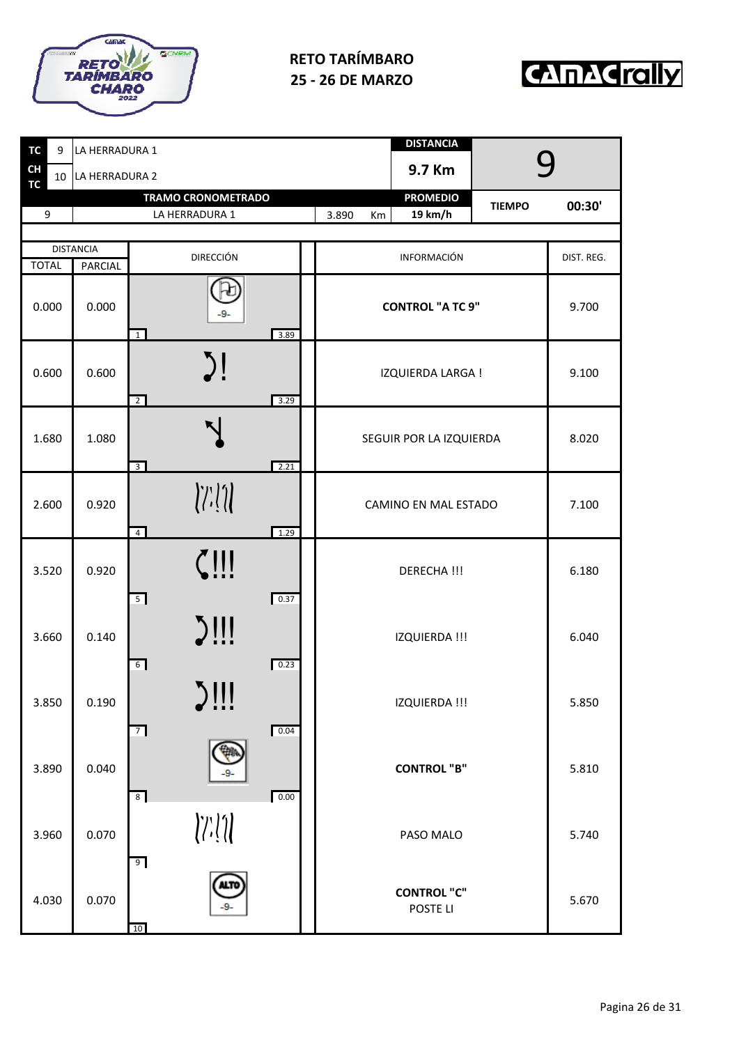**RETO TARÍMBARO**
**25 - 26 DE MARZO**

| TC | 9 | LA HERRADURA 1 | | | DISTANCIA | | 9 |
|---|---|---|---|---|---|---|---|
| CH TC | 10 | LA HERRADURA 2 | | | 9.7 Km | | |
| | | TRAMO CRONOMETRADO | | | PROMEDIO | TIEMPO | 00:30' |
| 9 | | LA HERRADURA 1 | 3.890 | Km | 19 km/h | | |

| DISTANCIA TOTAL | DISTANCIA PARCIAL | DIRECCIÓN | INFORMACIÓN | DIST. REG. |
|---|---|---|---|---|
| 0.000 | 0.000 | 1 — 3.89 | **CONTROL "A TC 9"** | 9.700 |
| 0.600 | 0.600 | 2 — 3.29 | IZQUIERDA LARGA ! | 9.100 |
| 1.680 | 1.080 | 3 — 2.21 | SEGUIR POR LA IZQUIERDA | 8.020 |
| 2.600 | 0.920 | 4 — 1.29 | CAMINO EN MAL ESTADO | 7.100 |
| 3.520 | 0.920 | 5 — 0.37 | DERECHA !!! | 6.180 |
| 3.660 | 0.140 | 6 — 0.23 | IZQUIERDA !!! | 6.040 |
| 3.850 | 0.190 | 7 — 0.04 | IZQUIERDA !!! | 5.850 |
| 3.890 | 0.040 | 8 — 0.00 | **CONTROL "B"** | 5.810 |
| 3.960 | 0.070 | 9 | PASO MALO | 5.740 |
| 4.030 | 0.070 | 10 | **CONTROL "C"** POSTE LI | 5.670 |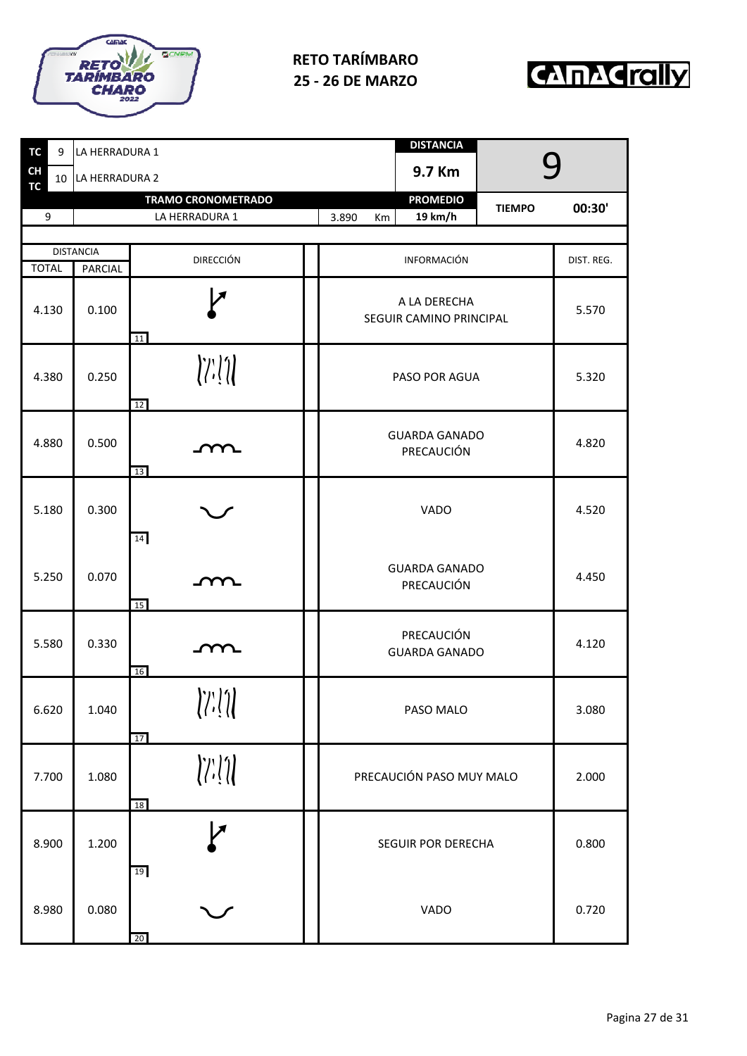**RETO TARÍMBARO**
**25 - 26 DE MARZO**

| TC | 9 | LA HERRADURA 1 | | DISTANCIA | 9 | |
|---|---|---|---|---|---|---|
| CH TC | 10 | LA HERRADURA 2 | | 9.7 Km | | |
| | | TRAMO CRONOMETRADO | | PROMEDIO | TIEMPO | 00:30' |
| 9 | | LA HERRADURA 1 | 3.890 Km | 19 km/h | | |

| DISTANCIA TOTAL | DISTANCIA PARCIAL | DIRECCIÓN | INFORMACIÓN | DIST. REG. |
|---|---|---|---|---|
| 4.130 | 0.100 | 11 | A LA DERECHA SEGUIR CAMINO PRINCIPAL | 5.570 |
| 4.380 | 0.250 | 12 | PASO POR AGUA | 5.320 |
| 4.880 | 0.500 | 13 | GUARDA GANADO PRECAUCIÓN | 4.820 |
| 5.180 | 0.300 | 14 | VADO | 4.520 |
| 5.250 | 0.070 | 15 | GUARDA GANADO PRECAUCIÓN | 4.450 |
| 5.580 | 0.330 | 16 | PRECAUCIÓN GUARDA GANADO | 4.120 |
| 6.620 | 1.040 | 17 | PASO MALO | 3.080 |
| 7.700 | 1.080 | 18 | PRECAUCIÓN PASO MUY MALO | 2.000 |
| 8.900 | 1.200 | 19 | SEGUIR POR DERECHA | 0.800 |
| 8.980 | 0.080 | 20 | VADO | 0.720 |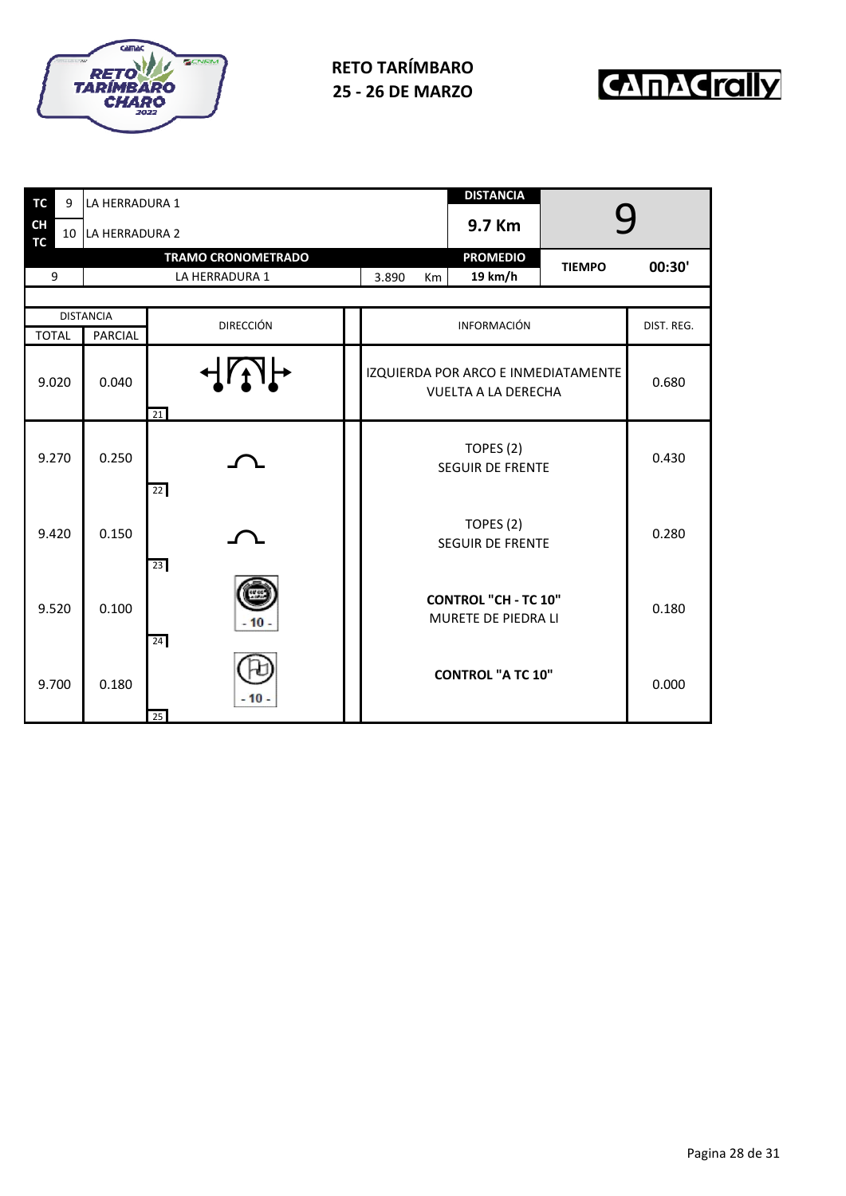**RETO TARÍMBARO**
**25 - 26 DE MARZO**

| TC | 9 | LA HERRADURA 1 | DISTANCIA | 9 |
|---|---|---|---|---|
| CH TC | 10 | LA HERRADURA 2 | 9.7 Km | |

| TRAMO CRONOMETRADO | | | PROMEDIO | TIEMPO | 00:30' |
|---|---|---|---|---|---|
| 9 | LA HERRADURA 1 | 3.890 Km | 19 km/h | | |

| DISTANCIA TOTAL | DISTANCIA PARCIAL | DIRECCIÓN | INFORMACIÓN | DIST. REG. |
|---|---|---|---|---|
| 9.020 | 0.040 | 21 | IZQUIERDA POR ARCO E INMEDIATAMENTE VUELTA A LA DERECHA | 0.680 |
| 9.270 | 0.250 | 22 | TOPES (2) SEGUIR DE FRENTE | 0.430 |
| 9.420 | 0.150 | 23 | TOPES (2) SEGUIR DE FRENTE | 0.280 |
| 9.520 | 0.100 | - 10 - 24 | **CONTROL "CH - TC 10"** MURETE DE PIEDRA LI | 0.180 |
| 9.700 | 0.180 | - 10 - 25 | **CONTROL "A TC 10"** | 0.000 |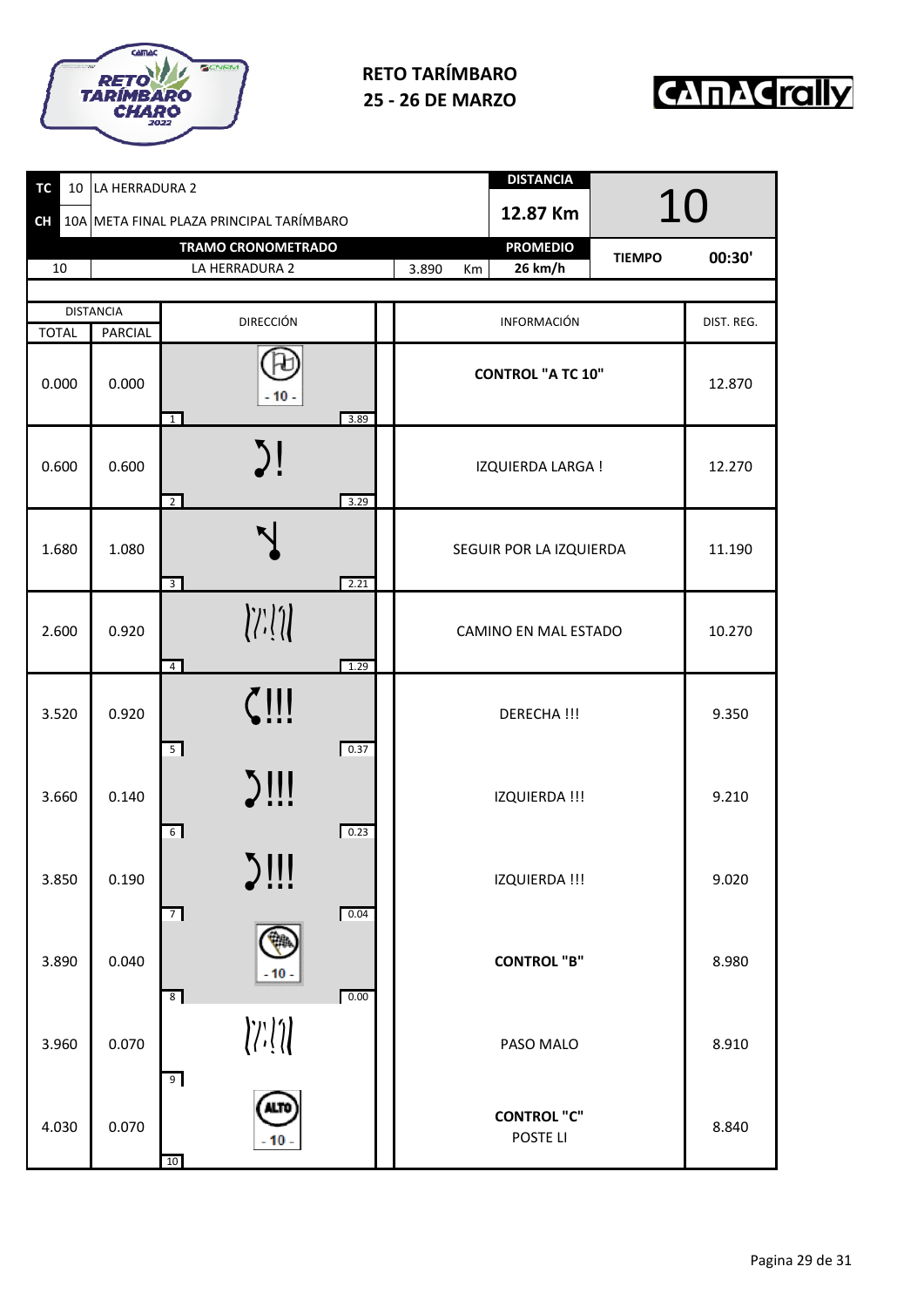# RETO TARÍMBARO
## 25 - 26 DE MARZO

| TC | 10 | LA HERRADURA 2 | DISTANCIA | 10 |
|---|---|---|---|---|
| CH | 10A | META FINAL PLAZA PRINCIPAL TARÍMBARO | 12.87 Km | |

| TRAMO CRONOMETRADO | | | | PROMEDIO | TIEMPO | |
|---|---|---|---|---|---|---|
| 10 | LA HERRADURA 2 | 3.890 | Km | 26 km/h | | 00:30' |

| DISTANCIA TOTAL | DISTANCIA PARCIAL | DIRECCIÓN | INFORMACIÓN | DIST. REG. |
|---|---|---|---|---|
| 0.000 | 0.000 | - 10 - (1, 3.89) | **CONTROL "A TC 10"** | 12.870 |
| 0.600 | 0.600 | (2, 3.29) | IZQUIERDA LARGA ! | 12.270 |
| 1.680 | 1.080 | (3, 2.21) | SEGUIR POR LA IZQUIERDA | 11.190 |
| 2.600 | 0.920 | (4, 1.29) | CAMINO EN MAL ESTADO | 10.270 |
| 3.520 | 0.920 | (5, 0.37) | DERECHA !!! | 9.350 |
| 3.660 | 0.140 | (6, 0.23) | IZQUIERDA !!! | 9.210 |
| 3.850 | 0.190 | (7, 0.04) | IZQUIERDA !!! | 9.020 |
| 3.890 | 0.040 | - 10 - (8, 0.00) | **CONTROL "B"** | 8.980 |
| 3.960 | 0.070 | (9) | PASO MALO | 8.910 |
| 4.030 | 0.070 | ALTO - 10 - (10) | **CONTROL "C"** POSTE LI | 8.840 |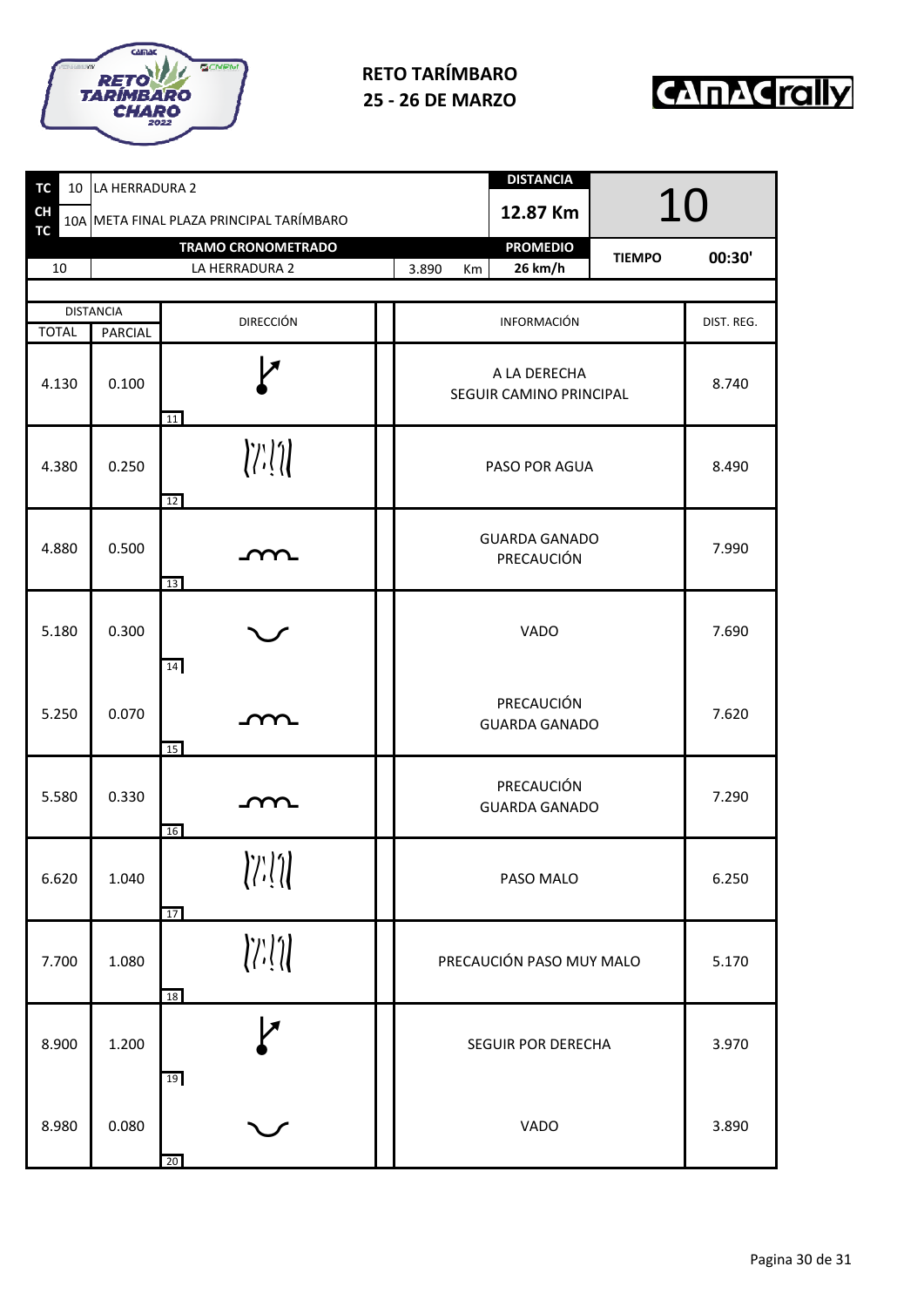**RETO TARÍMBARO**
**25 - 26 DE MARZO**

| TC | 10 | LA HERRADURA 2 | DISTANCIA | 10 |
|---|---|---|---|---|
| CH TC | 10A | META FINAL PLAZA PRINCIPAL TARÍMBARO | 12.87 Km | |

| | TRAMO CRONOMETRADO | | PROMEDIO | TIEMPO | 00:30' |
|---|---|---|---|---|---|
| 10 | LA HERRADURA 2 | 3.890 Km | 26 km/h | | |

| DISTANCIA TOTAL | DISTANCIA PARCIAL | DIRECCIÓN | INFORMACIÓN | DIST. REG. |
|---|---|---|---|---|
| 4.130 | 0.100 | 11 | A LA DERECHA SEGUIR CAMINO PRINCIPAL | 8.740 |
| 4.380 | 0.250 | 12 | PASO POR AGUA | 8.490 |
| 4.880 | 0.500 | 13 | GUARDA GANADO PRECAUCIÓN | 7.990 |
| 5.180 | 0.300 | 14 | VADO | 7.690 |
| 5.250 | 0.070 | 15 | PRECAUCIÓN GUARDA GANADO | 7.620 |
| 5.580 | 0.330 | 16 | PRECAUCIÓN GUARDA GANADO | 7.290 |
| 6.620 | 1.040 | 17 | PASO MALO | 6.250 |
| 7.700 | 1.080 | 18 | PRECAUCIÓN PASO MUY MALO | 5.170 |
| 8.900 | 1.200 | 19 | SEGUIR POR DERECHA | 3.970 |
| 8.980 | 0.080 | 20 | VADO | 3.890 |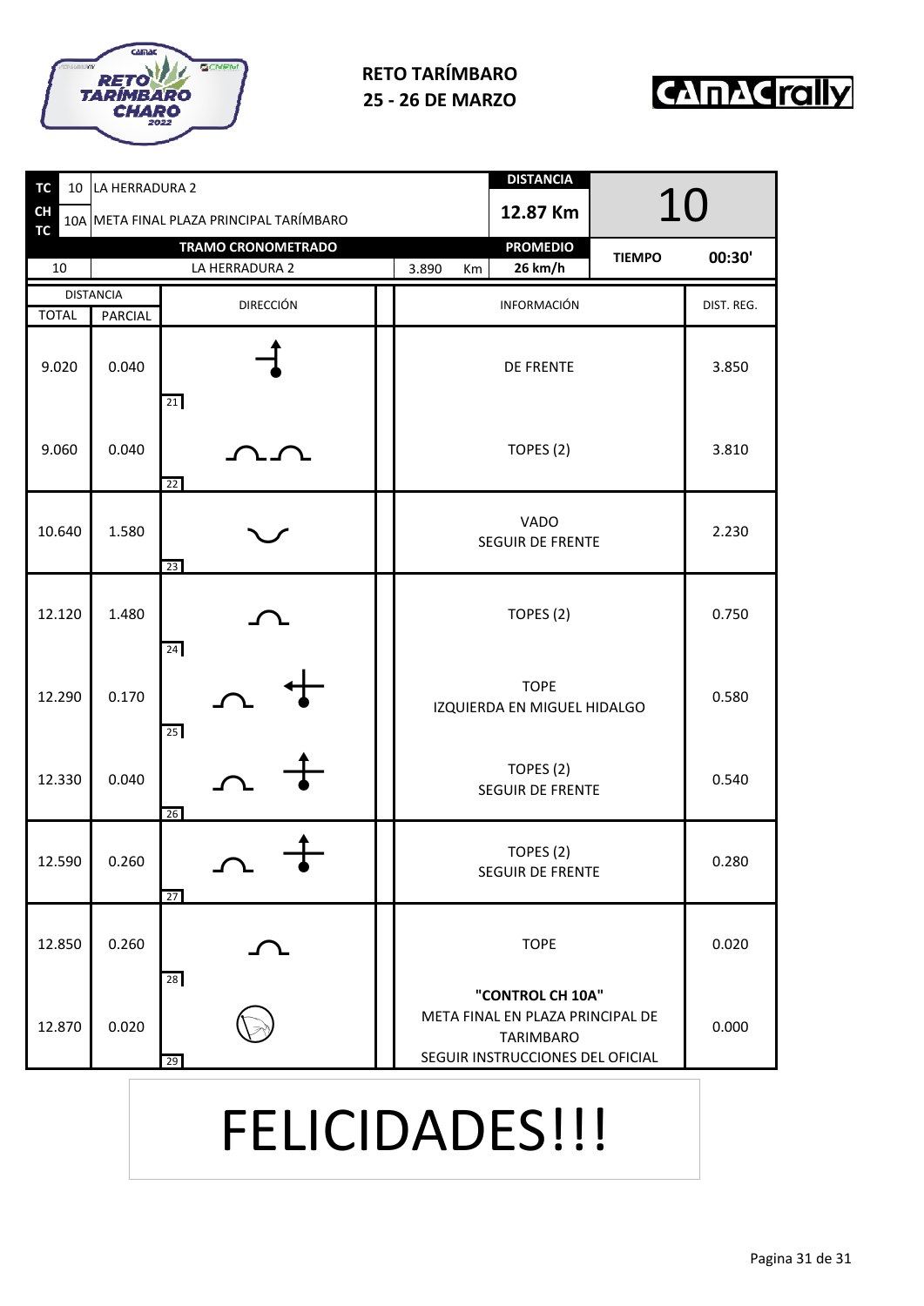**RETO TARÍMBARO**
**25 - 26 DE MARZO**

| | | | | |
|---|---|---|---|---|
| TC 10 | LA HERRADURA 2 | | **DISTANCIA** 12.87 Km | 10 |
| CH TC 10A | META FINAL PLAZA PRINCIPAL TARÍMBARO | | | |
| | **TRAMO CRONOMETRADO** | | **PROMEDIO** | **TIEMPO** 00:30' |
| 10 | LA HERRADURA 2 | 3.890 Km | 26 km/h | |

| DISTANCIA TOTAL | DISTANCIA PARCIAL | DIRECCIÓN | INFORMACIÓN | DIST. REG. |
|---|---|---|---|---|
| 9.020 | 0.040 | 21 | DE FRENTE | 3.850 |
| 9.060 | 0.040 | 22 | TOPES (2) | 3.810 |
| 10.640 | 1.580 | 23 | VADO<br>SEGUIR DE FRENTE | 2.230 |
| 12.120 | 1.480 | 24 | TOPES (2) | 0.750 |
| 12.290 | 0.170 | 25 | TOPE<br>IZQUIERDA EN MIGUEL HIDALGO | 0.580 |
| 12.330 | 0.040 | 26 | TOPES (2)<br>SEGUIR DE FRENTE | 0.540 |
| 12.590 | 0.260 | 27 | TOPES (2)<br>SEGUIR DE FRENTE | 0.280 |
| 12.850 | 0.260 | 28 | TOPE | 0.020 |
| 12.870 | 0.020 | 29 | **"CONTROL CH 10A"**<br>META FINAL EN PLAZA PRINCIPAL DE TARIMBARO<br>SEGUIR INSTRUCCIONES DEL OFICIAL | 0.000 |

# FELICIDADES!!!